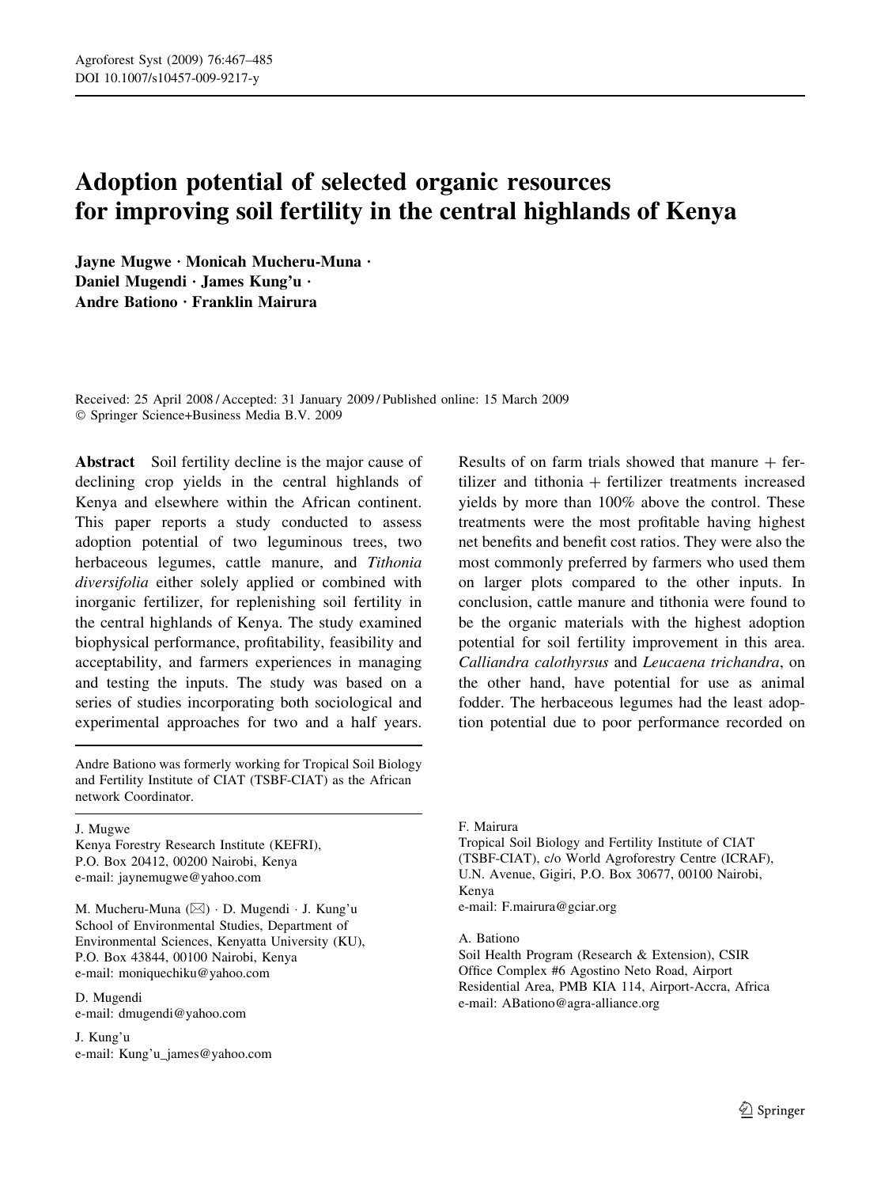# Adoption potential of selected organic resources for improving soil fertility in the central highlands of Kenya

**Jayne Mugwe · Monicah Mucheru-Muna · Daniel Mugendi · James Kung'u · Andre Bationo · Franklin Mairura**

Received: 25 April 2008 / Accepted: 31 January 2009 / Published online: 15 March 2009
© Springer Science+Business Media B.V. 2009

**Abstract** Soil fertility decline is the major cause of declining crop yields in the central highlands of Kenya and elsewhere within the African continent. This paper reports a study conducted to assess adoption potential of two leguminous trees, two herbaceous legumes, cattle manure, and *Tithonia diversifolia* either solely applied or combined with inorganic fertilizer, for replenishing soil fertility in the central highlands of Kenya. The study examined biophysical performance, profitability, feasibility and acceptability, and farmers experiences in managing and testing the inputs. The study was based on a series of studies incorporating both sociological and experimental approaches for two and a half years. Results of on farm trials showed that manure + fertilizer and tithonia + fertilizer treatments increased yields by more than 100% above the control. These treatments were the most profitable having highest net benefits and benefit cost ratios. They were also the most commonly preferred by farmers who used them on larger plots compared to the other inputs. In conclusion, cattle manure and tithonia were found to be the organic materials with the highest adoption potential for soil fertility improvement in this area. *Calliandra calothyrsus* and *Leucaena trichandra*, on the other hand, have potential for use as animal fodder. The herbaceous legumes had the least adoption potential due to poor performance recorded on

---

Andre Bationo was formerly working for Tropical Soil Biology and Fertility Institute of CIAT (TSBF-CIAT) as the African network Coordinator.

J. Mugwe
Kenya Forestry Research Institute (KEFRI),
P.O. Box 20412, 00200 Nairobi, Kenya
e-mail: jaynemugwe@yahoo.com

M. Mucheru-Muna (✉) · D. Mugendi · J. Kung'u
School of Environmental Studies, Department of Environmental Sciences, Kenyatta University (KU),
P.O. Box 43844, 00100 Nairobi, Kenya
e-mail: moniquechiku@yahoo.com

D. Mugendi
e-mail: dmugendi@yahoo.com

J. Kung'u
e-mail: Kung'u_james@yahoo.com

F. Mairura
Tropical Soil Biology and Fertility Institute of CIAT (TSBF-CIAT), c/o World Agroforestry Centre (ICRAF),
U.N. Avenue, Gigiri, P.O. Box 30677, 00100 Nairobi, Kenya
e-mail: F.mairura@gciar.org

A. Bationo
Soil Health Program (Research & Extension), CSIR Office Complex #6 Agostino Neto Road, Airport Residential Area, PMB KIA 114, Airport-Accra, Africa
e-mail: ABationo@agra-alliance.org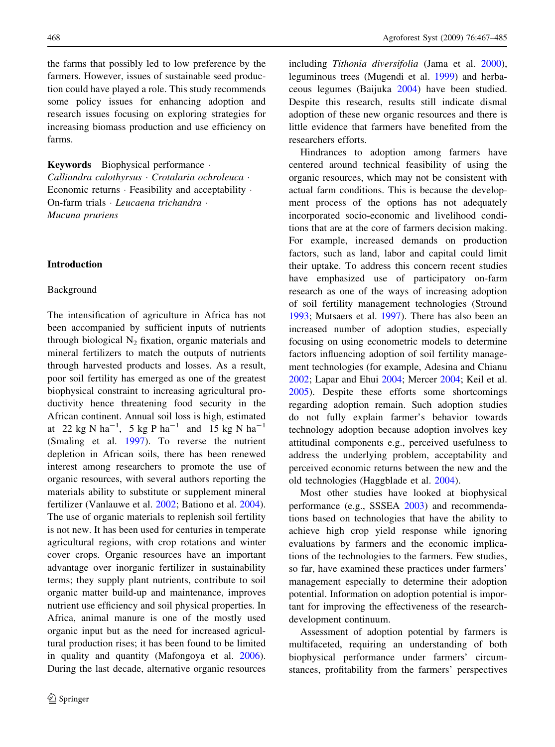the farms that possibly led to low preference by the farmers. However, issues of sustainable seed production could have played a role. This study recommends some policy issues for enhancing adoption and research issues focusing on exploring strategies for increasing biomass production and use efficiency on farms.

**Keywords** Biophysical performance · *Calliandra calothyrsus* · *Crotalaria ochroleuca* · Economic returns · Feasibility and acceptability · On-farm trials · *Leucaena trichandra* · *Mucuna pruriens*

## Introduction

### Background

The intensification of agriculture in Africa has not been accompanied by sufficient inputs of nutrients through biological $N_2$ fixation, organic materials and mineral fertilizers to match the outputs of nutrients through harvested products and losses. As a result, poor soil fertility has emerged as one of the greatest biophysical constraint to increasing agricultural productivity hence threatening food security in the African continent. Annual soil loss is high, estimated at 22 kg N $ha^{-1}$, 5 kg P $ha^{-1}$ and 15 kg N $ha^{-1}$ (Smaling et al. 1997). To reverse the nutrient depletion in African soils, there has been renewed interest among researchers to promote the use of organic resources, with several authors reporting the materials ability to substitute or supplement mineral fertilizer (Vanlauwe et al. 2002; Bationo et al. 2004). The use of organic materials to replenish soil fertility is not new. It has been used for centuries in temperate agricultural regions, with crop rotations and winter cover crops. Organic resources have an important advantage over inorganic fertilizer in sustainability terms; they supply plant nutrients, contribute to soil organic matter build-up and maintenance, improves nutrient use efficiency and soil physical properties. In Africa, animal manure is one of the mostly used organic input but as the need for increased agricultural production rises; it has been found to be limited in quality and quantity (Mafongoya et al. 2006). During the last decade, alternative organic resources including *Tithonia diversifolia* (Jama et al. 2000), leguminous trees (Mugendi et al. 1999) and herbaceous legumes (Baijuka 2004) have been studied. Despite this research, results still indicate dismal adoption of these new organic resources and there is little evidence that farmers have benefited from the researchers efforts.

Hindrances to adoption among farmers have centered around technical feasibility of using the organic resources, which may not be consistent with actual farm conditions. This is because the development process of the options has not adequately incorporated socio-economic and livelihood conditions that are at the core of farmers decision making. For example, increased demands on production factors, such as land, labor and capital could limit their uptake. To address this concern recent studies have emphasized use of participatory on-farm research as one of the ways of increasing adoption of soil fertility management technologies (Stround 1993; Mutsaers et al. 1997). There has also been an increased number of adoption studies, especially focusing on using econometric models to determine factors influencing adoption of soil fertility management technologies (for example, Adesina and Chianu 2002; Lapar and Ehui 2004; Mercer 2004; Keil et al. 2005). Despite these efforts some shortcomings regarding adoption remain. Such adoption studies do not fully explain farmer's behavior towards technology adoption because adoption involves key attitudinal components e.g., perceived usefulness to address the underlying problem, acceptability and perceived economic returns between the new and the old technologies (Haggblade et al. 2004).

Most other studies have looked at biophysical performance (e.g., SSSEA 2003) and recommendations based on technologies that have the ability to achieve high crop yield response while ignoring evaluations by farmers and the economic implications of the technologies to the farmers. Few studies, so far, have examined these practices under farmers' management especially to determine their adoption potential. Information on adoption potential is important for improving the effectiveness of the research-development continuum.

Assessment of adoption potential by farmers is multifaceted, requiring an understanding of both biophysical performance under farmers' circumstances, profitability from the farmers' perspectives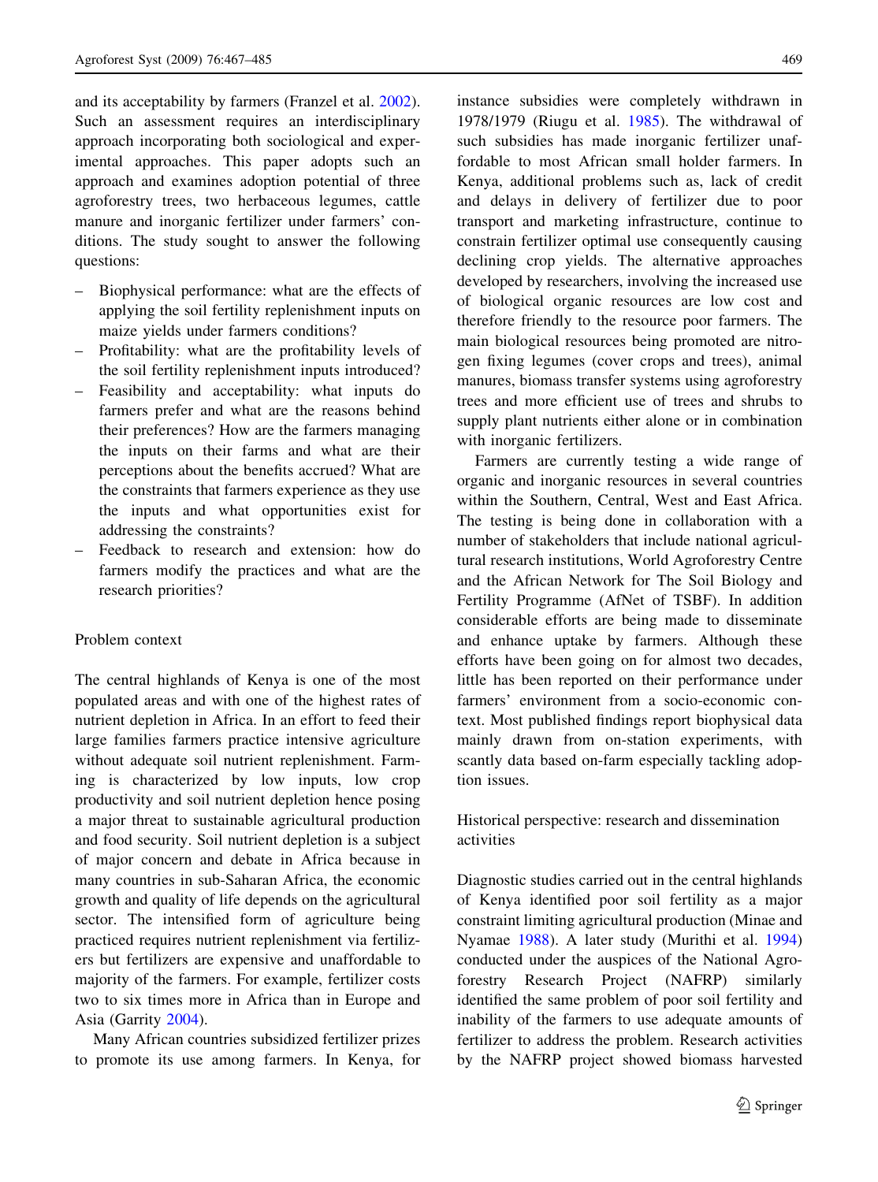and its acceptability by farmers (Franzel et al. 2002). Such an assessment requires an interdisciplinary approach incorporating both sociological and experimental approaches. This paper adopts such an approach and examines adoption potential of three agroforestry trees, two herbaceous legumes, cattle manure and inorganic fertilizer under farmers' conditions. The study sought to answer the following questions:

- Biophysical performance: what are the effects of applying the soil fertility replenishment inputs on maize yields under farmers conditions?
- Profitability: what are the profitability levels of the soil fertility replenishment inputs introduced?
- Feasibility and acceptability: what inputs do farmers prefer and what are the reasons behind their preferences? How are the farmers managing the inputs on their farms and what are their perceptions about the benefits accrued? What are the constraints that farmers experience as they use the inputs and what opportunities exist for addressing the constraints?
- Feedback to research and extension: how do farmers modify the practices and what are the research priorities?

## Problem context

The central highlands of Kenya is one of the most populated areas and with one of the highest rates of nutrient depletion in Africa. In an effort to feed their large families farmers practice intensive agriculture without adequate soil nutrient replenishment. Farming is characterized by low inputs, low crop productivity and soil nutrient depletion hence posing a major threat to sustainable agricultural production and food security. Soil nutrient depletion is a subject of major concern and debate in Africa because in many countries in sub-Saharan Africa, the economic growth and quality of life depends on the agricultural sector. The intensified form of agriculture being practiced requires nutrient replenishment via fertilizers but fertilizers are expensive and unaffordable to majority of the farmers. For example, fertilizer costs two to six times more in Africa than in Europe and Asia (Garrity 2004).

Many African countries subsidized fertilizer prizes to promote its use among farmers. In Kenya, for instance subsidies were completely withdrawn in 1978/1979 (Riugu et al. 1985). The withdrawal of such subsidies has made inorganic fertilizer unaffordable to most African small holder farmers. In Kenya, additional problems such as, lack of credit and delays in delivery of fertilizer due to poor transport and marketing infrastructure, continue to constrain fertilizer optimal use consequently causing declining crop yields. The alternative approaches developed by researchers, involving the increased use of biological organic resources are low cost and therefore friendly to the resource poor farmers. The main biological resources being promoted are nitrogen fixing legumes (cover crops and trees), animal manures, biomass transfer systems using agroforestry trees and more efficient use of trees and shrubs to supply plant nutrients either alone or in combination with inorganic fertilizers.

Farmers are currently testing a wide range of organic and inorganic resources in several countries within the Southern, Central, West and East Africa. The testing is being done in collaboration with a number of stakeholders that include national agricultural research institutions, World Agroforestry Centre and the African Network for The Soil Biology and Fertility Programme (AfNet of TSBF). In addition considerable efforts are being made to disseminate and enhance uptake by farmers. Although these efforts have been going on for almost two decades, little has been reported on their performance under farmers' environment from a socio-economic context. Most published findings report biophysical data mainly drawn from on-station experiments, with scantly data based on-farm especially tackling adoption issues.

## Historical perspective: research and dissemination activities

Diagnostic studies carried out in the central highlands of Kenya identified poor soil fertility as a major constraint limiting agricultural production (Minae and Nyamae 1988). A later study (Murithi et al. 1994) conducted under the auspices of the National Agroforestry Research Project (NAFRP) similarly identified the same problem of poor soil fertility and inability of the farmers to use adequate amounts of fertilizer to address the problem. Research activities by the NAFRP project showed biomass harvested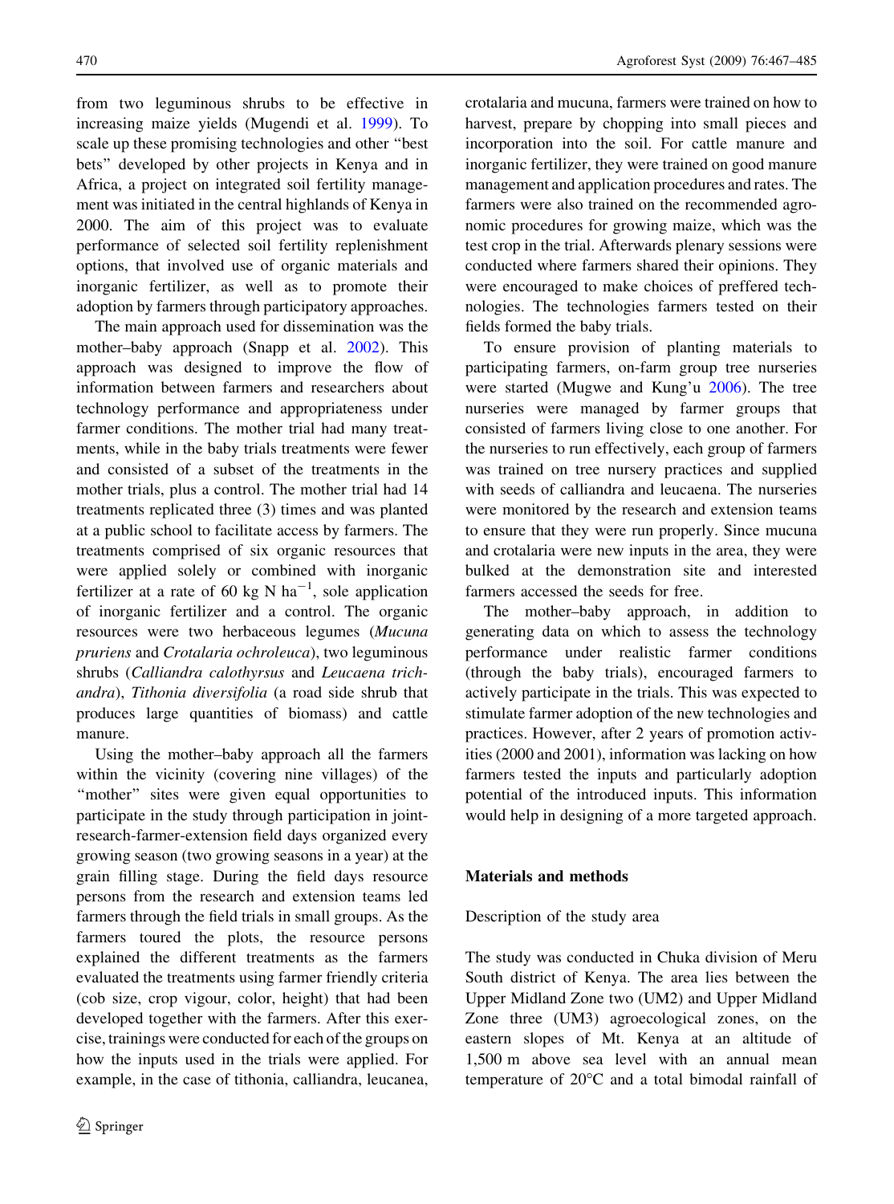from two leguminous shrubs to be effective in increasing maize yields (Mugendi et al. 1999). To scale up these promising technologies and other "best bets" developed by other projects in Kenya and in Africa, a project on integrated soil fertility management was initiated in the central highlands of Kenya in 2000. The aim of this project was to evaluate performance of selected soil fertility replenishment options, that involved use of organic materials and inorganic fertilizer, as well as to promote their adoption by farmers through participatory approaches.

The main approach used for dissemination was the mother–baby approach (Snapp et al. 2002). This approach was designed to improve the flow of information between farmers and researchers about technology performance and appropriateness under farmer conditions. The mother trial had many treatments, while in the baby trials treatments were fewer and consisted of a subset of the treatments in the mother trials, plus a control. The mother trial had 14 treatments replicated three (3) times and was planted at a public school to facilitate access by farmers. The treatments comprised of six organic resources that were applied solely or combined with inorganic fertilizer at a rate of 60 kg N ha$^{-1}$, sole application of inorganic fertilizer and a control. The organic resources were two herbaceous legumes (*Mucuna pruriens* and *Crotalaria ochroleuca*), two leguminous shrubs (*Calliandra calothyrsus* and *Leucaena trichandra*), *Tithonia diversifolia* (a road side shrub that produces large quantities of biomass) and cattle manure.

Using the mother–baby approach all the farmers within the vicinity (covering nine villages) of the "mother" sites were given equal opportunities to participate in the study through participation in joint-research-farmer-extension field days organized every growing season (two growing seasons in a year) at the grain filling stage. During the field days resource persons from the research and extension teams led farmers through the field trials in small groups. As the farmers toured the plots, the resource persons explained the different treatments as the farmers evaluated the treatments using farmer friendly criteria (cob size, crop vigour, color, height) that had been developed together with the farmers. After this exercise, trainings were conducted for each of the groups on how the inputs used in the trials were applied. For example, in the case of tithonia, calliandra, leucanea, crotalaria and mucuna, farmers were trained on how to harvest, prepare by chopping into small pieces and incorporation into the soil. For cattle manure and inorganic fertilizer, they were trained on good manure management and application procedures and rates. The farmers were also trained on the recommended agronomic procedures for growing maize, which was the test crop in the trial. Afterwards plenary sessions were conducted where farmers shared their opinions. They were encouraged to make choices of preffered technologies. The technologies farmers tested on their fields formed the baby trials.

To ensure provision of planting materials to participating farmers, on-farm group tree nurseries were started (Mugwe and Kung'u 2006). The tree nurseries were managed by farmer groups that consisted of farmers living close to one another. For the nurseries to run effectively, each group of farmers was trained on tree nursery practices and supplied with seeds of calliandra and leucaena. The nurseries were monitored by the research and extension teams to ensure that they were run properly. Since mucuna and crotalaria were new inputs in the area, they were bulked at the demonstration site and interested farmers accessed the seeds for free.

The mother–baby approach, in addition to generating data on which to assess the technology performance under realistic farmer conditions (through the baby trials), encouraged farmers to actively participate in the trials. This was expected to stimulate farmer adoption of the new technologies and practices. However, after 2 years of promotion activities (2000 and 2001), information was lacking on how farmers tested the inputs and particularly adoption potential of the introduced inputs. This information would help in designing of a more targeted approach.

## Materials and methods

### Description of the study area

The study was conducted in Chuka division of Meru South district of Kenya. The area lies between the Upper Midland Zone two (UM2) and Upper Midland Zone three (UM3) agroecological zones, on the eastern slopes of Mt. Kenya at an altitude of 1,500 m above sea level with an annual mean temperature of 20°C and a total bimodal rainfall of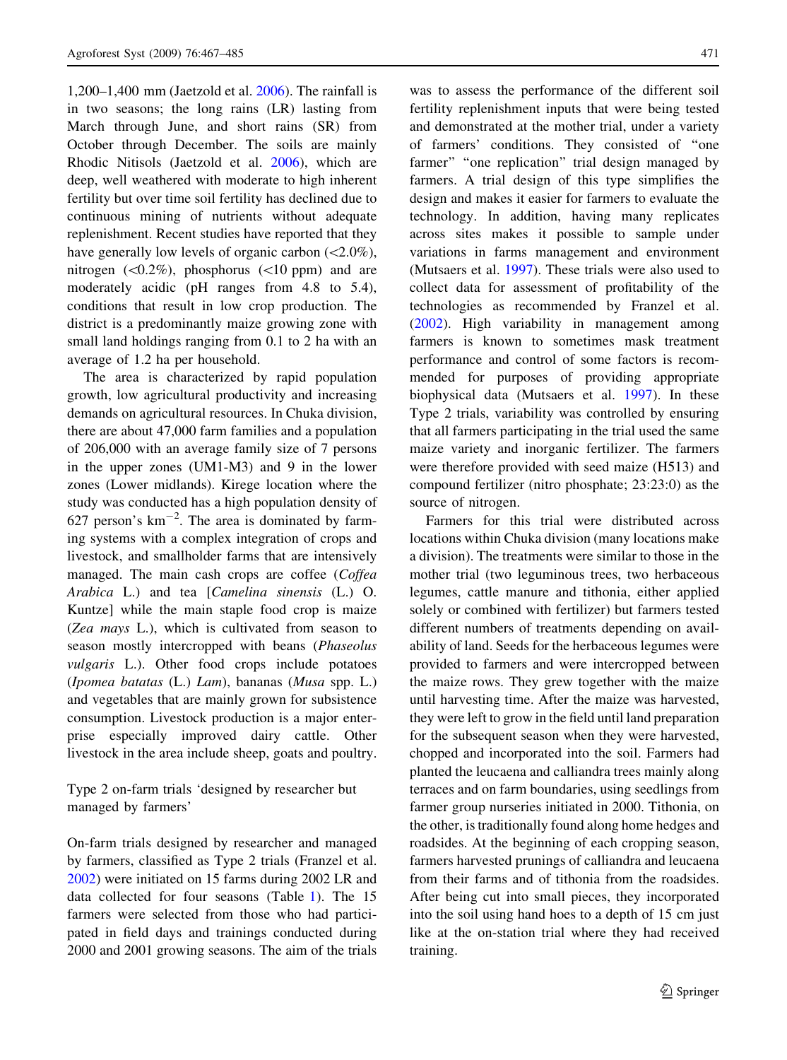1,200–1,400 mm (Jaetzold et al. 2006). The rainfall is in two seasons; the long rains (LR) lasting from March through June, and short rains (SR) from October through December. The soils are mainly Rhodic Nitisols (Jaetzold et al. 2006), which are deep, well weathered with moderate to high inherent fertility but over time soil fertility has declined due to continuous mining of nutrients without adequate replenishment. Recent studies have reported that they have generally low levels of organic carbon (<2.0%), nitrogen (<0.2%), phosphorus (<10 ppm) and are moderately acidic (pH ranges from 4.8 to 5.4), conditions that result in low crop production. The district is a predominantly maize growing zone with small land holdings ranging from 0.1 to 2 ha with an average of 1.2 ha per household.

The area is characterized by rapid population growth, low agricultural productivity and increasing demands on agricultural resources. In Chuka division, there are about 47,000 farm families and a population of 206,000 with an average family size of 7 persons in the upper zones (UM1-M3) and 9 in the lower zones (Lower midlands). Kirege location where the study was conducted has a high population density of 627 person's $km^{-2}$. The area is dominated by farming systems with a complex integration of crops and livestock, and smallholder farms that are intensively managed. The main cash crops are coffee (*Coffea Arabica* L.) and tea [*Camelina sinensis* (L.) O. Kuntze] while the main staple food crop is maize (*Zea mays* L.), which is cultivated from season to season mostly intercropped with beans (*Phaseolus vulgaris* L.). Other food crops include potatoes (*Ipomea batatas* (L.) *Lam*), bananas (*Musa* spp. L.) and vegetables that are mainly grown for subsistence consumption. Livestock production is a major enterprise especially improved dairy cattle. Other livestock in the area include sheep, goats and poultry.

## Type 2 on-farm trials 'designed by researcher but managed by farmers'

On-farm trials designed by researcher and managed by farmers, classified as Type 2 trials (Franzel et al. 2002) were initiated on 15 farms during 2002 LR and data collected for four seasons (Table 1). The 15 farmers were selected from those who had participated in field days and trainings conducted during 2000 and 2001 growing seasons. The aim of the trials was to assess the performance of the different soil fertility replenishment inputs that were being tested and demonstrated at the mother trial, under a variety of farmers' conditions. They consisted of "one farmer" "one replication" trial design managed by farmers. A trial design of this type simplifies the design and makes it easier for farmers to evaluate the technology. In addition, having many replicates across sites makes it possible to sample under variations in farms management and environment (Mutsaers et al. 1997). These trials were also used to collect data for assessment of profitability of the technologies as recommended by Franzel et al. (2002). High variability in management among farmers is known to sometimes mask treatment performance and control of some factors is recommended for purposes of providing appropriate biophysical data (Mutsaers et al. 1997). In these Type 2 trials, variability was controlled by ensuring that all farmers participating in the trial used the same maize variety and inorganic fertilizer. The farmers were therefore provided with seed maize (H513) and compound fertilizer (nitro phosphate; 23:23:0) as the source of nitrogen.

Farmers for this trial were distributed across locations within Chuka division (many locations make a division). The treatments were similar to those in the mother trial (two leguminous trees, two herbaceous legumes, cattle manure and tithonia, either applied solely or combined with fertilizer) but farmers tested different numbers of treatments depending on availability of land. Seeds for the herbaceous legumes were provided to farmers and were intercropped between the maize rows. They grew together with the maize until harvesting time. After the maize was harvested, they were left to grow in the field until land preparation for the subsequent season when they were harvested, chopped and incorporated into the soil. Farmers had planted the leucaena and calliandra trees mainly along terraces and on farm boundaries, using seedlings from farmer group nurseries initiated in 2000. Tithonia, on the other, is traditionally found along home hedges and roadsides. At the beginning of each cropping season, farmers harvested prunings of calliandra and leucaena from their farms and of tithonia from the roadsides. After being cut into small pieces, they incorporated into the soil using hand hoes to a depth of 15 cm just like at the on-station trial where they had received training.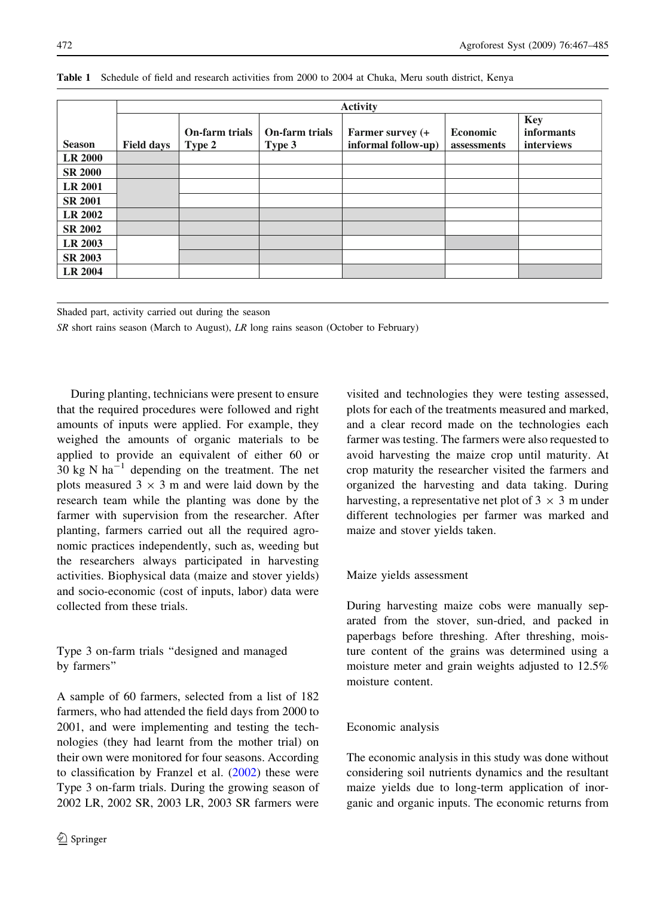**Table 1** Schedule of field and research activities from 2000 to 2004 at Chuka, Meru south district, Kenya

| Season | Activity | | | | | |
|---|---|---|---|---|---|---|
| | Field days | On-farm trials Type 2 | On-farm trials Type 3 | Farmer survey (+ informal follow-up) | Economic assessments | Key informants interviews |
| **LR 2000** | ■ | | | | | |
| **SR 2000** | ■ | | | | | |
| **LR 2001** | ■ | | | | | |
| **SR 2001** | ■ | | | | | |
| **LR 2002** | ■ | ■ | ■ | ■ | | |
| **SR 2002** | ■ | ■ | ■ | ■ | | |
| **LR 2003** | | ■ | ■ | | ■ | |
| **SR 2003** | | ■ | ■ | | | |
| **LR 2004** | | | | ■ | | ■ |

Shaded part, activity carried out during the season

*SR* short rains season (March to August), *LR* long rains season (October to February)

During planting, technicians were present to ensure that the required procedures were followed and right amounts of inputs were applied. For example, they weighed the amounts of organic materials to be applied to provide an equivalent of either 60 or 30 kg N $ha^{-1}$ depending on the treatment. The net plots measured $3 \times 3$ m and were laid down by the research team while the planting was done by the farmer with supervision from the researcher. After planting, farmers carried out all the required agronomic practices independently, such as, weeding but the researchers always participated in harvesting activities. Biophysical data (maize and stover yields) and socio-economic (cost of inputs, labor) data were collected from these trials.

### Type 3 on-farm trials "designed and managed by farmers"

A sample of 60 farmers, selected from a list of 182 farmers, who had attended the field days from 2000 to 2001, and were implementing and testing the technologies (they had learnt from the mother trial) on their own were monitored for four seasons. According to classification by Franzel et al. (2002) these were Type 3 on-farm trials. During the growing season of 2002 LR, 2002 SR, 2003 LR, 2003 SR farmers were visited and technologies they were testing assessed, plots for each of the treatments measured and marked, and a clear record made on the technologies each farmer was testing. The farmers were also requested to avoid harvesting the maize crop until maturity. At crop maturity the researcher visited the farmers and organized the harvesting and data taking. During harvesting, a representative net plot of $3 \times 3$ m under different technologies per farmer was marked and maize and stover yields taken.

### Maize yields assessment

During harvesting maize cobs were manually separated from the stover, sun-dried, and packed in paperbags before threshing. After threshing, moisture content of the grains was determined using a moisture meter and grain weights adjusted to 12.5% moisture content.

### Economic analysis

The economic analysis in this study was done without considering soil nutrients dynamics and the resultant maize yields due to long-term application of inorganic and organic inputs. The economic returns from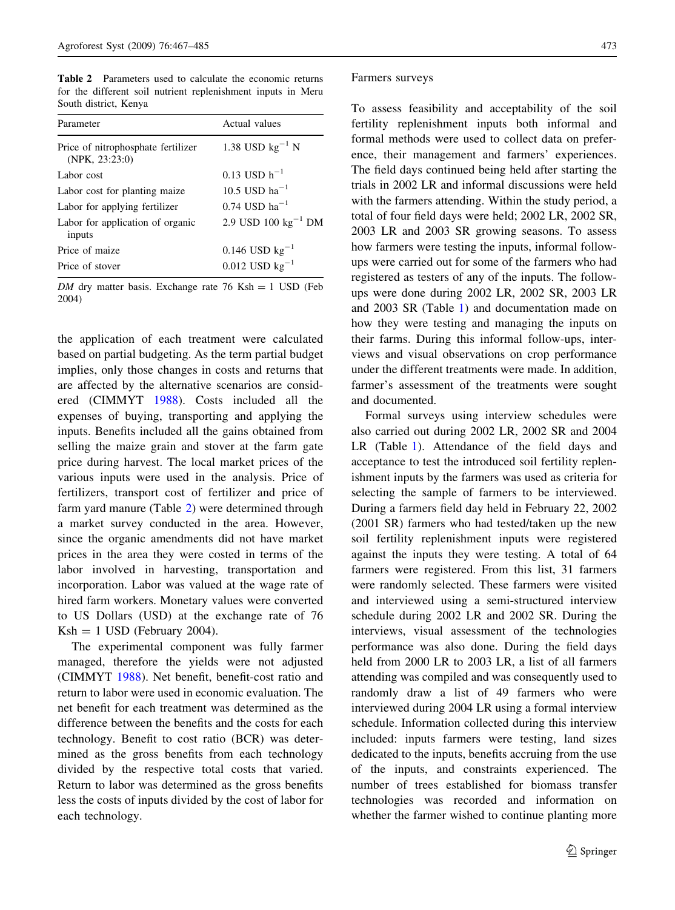**Table 2** Parameters used to calculate the economic returns for the different soil nutrient replenishment inputs in Meru South district, Kenya

| Parameter | Actual values |
|---|---|
| Price of nitrophosphate fertilizer (NPK, 23:23:0) | 1.38 USD $kg^{-1}$ N |
| Labor cost | 0.13 USD $h^{-1}$ |
| Labor cost for planting maize | 10.5 USD $ha^{-1}$ |
| Labor for applying fertilizer | 0.74 USD $ha^{-1}$ |
| Labor for application of organic inputs | 2.9 USD 100 $kg^{-1}$ DM |
| Price of maize | 0.146 USD $kg^{-1}$ |
| Price of stover | 0.012 USD $kg^{-1}$ |

*DM* dry matter basis. Exchange rate 76 Ksh = 1 USD (Feb 2004)

the application of each treatment were calculated based on partial budgeting. As the term partial budget implies, only those changes in costs and returns that are affected by the alternative scenarios are considered (CIMMYT 1988). Costs included all the expenses of buying, transporting and applying the inputs. Benefits included all the gains obtained from selling the maize grain and stover at the farm gate price during harvest. The local market prices of the various inputs were used in the analysis. Price of fertilizers, transport cost of fertilizer and price of farm yard manure (Table 2) were determined through a market survey conducted in the area. However, since the organic amendments did not have market prices in the area they were costed in terms of the labor involved in harvesting, transportation and incorporation. Labor was valued at the wage rate of hired farm workers. Monetary values were converted to US Dollars (USD) at the exchange rate of 76 Ksh = 1 USD (February 2004).

The experimental component was fully farmer managed, therefore the yields were not adjusted (CIMMYT 1988). Net benefit, benefit-cost ratio and return to labor were used in economic evaluation. The net benefit for each treatment was determined as the difference between the benefits and the costs for each technology. Benefit to cost ratio (BCR) was determined as the gross benefits from each technology divided by the respective total costs that varied. Return to labor was determined as the gross benefits less the costs of inputs divided by the cost of labor for each technology.

Farmers surveys

To assess feasibility and acceptability of the soil fertility replenishment inputs both informal and formal methods were used to collect data on preference, their management and farmers' experiences. The field days continued being held after starting the trials in 2002 LR and informal discussions were held with the farmers attending. Within the study period, a total of four field days were held; 2002 LR, 2002 SR, 2003 LR and 2003 SR growing seasons. To assess how farmers were testing the inputs, informal follow-ups were carried out for some of the farmers who had registered as testers of any of the inputs. The follow-ups were done during 2002 LR, 2002 SR, 2003 LR and 2003 SR (Table 1) and documentation made on how they were testing and managing the inputs on their farms. During this informal follow-ups, interviews and visual observations on crop performance under the different treatments were made. In addition, farmer's assessment of the treatments were sought and documented.

Formal surveys using interview schedules were also carried out during 2002 LR, 2002 SR and 2004 LR (Table 1). Attendance of the field days and acceptance to test the introduced soil fertility replenishment inputs by the farmers was used as criteria for selecting the sample of farmers to be interviewed. During a farmers field day held in February 22, 2002 (2001 SR) farmers who had tested/taken up the new soil fertility replenishment inputs were registered against the inputs they were testing. A total of 64 farmers were registered. From this list, 31 farmers were randomly selected. These farmers were visited and interviewed using a semi-structured interview schedule during 2002 LR and 2002 SR. During the interviews, visual assessment of the technologies performance was also done. During the field days held from 2000 LR to 2003 LR, a list of all farmers attending was compiled and was consequently used to randomly draw a list of 49 farmers who were interviewed during 2004 LR using a formal interview schedule. Information collected during this interview included: inputs farmers were testing, land sizes dedicated to the inputs, benefits accruing from the use of the inputs, and constraints experienced. The number of trees established for biomass transfer technologies was recorded and information on whether the farmer wished to continue planting more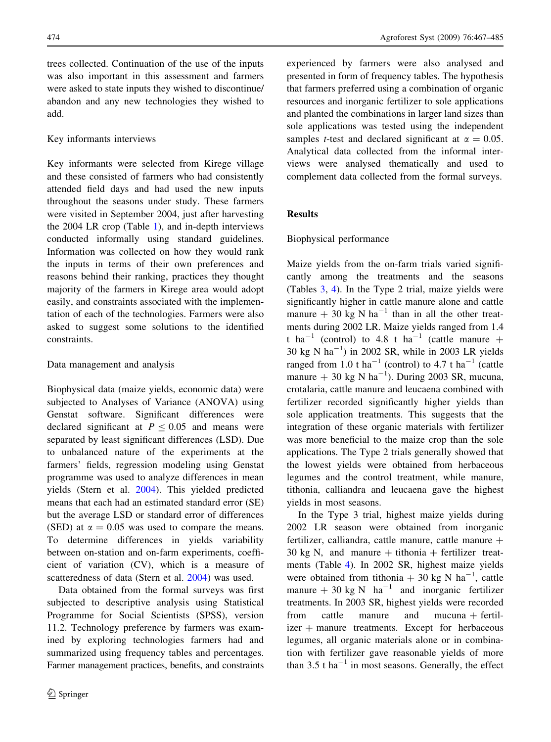trees collected. Continuation of the use of the inputs was also important in this assessment and farmers were asked to state inputs they wished to discontinue/abandon and any new technologies they wished to add.

### Key informants interviews

Key informants were selected from Kirege village and these consisted of farmers who had consistently attended field days and had used the new inputs throughout the seasons under study. These farmers were visited in September 2004, just after harvesting the 2004 LR crop (Table 1), and in-depth interviews conducted informally using standard guidelines. Information was collected on how they would rank the inputs in terms of their own preferences and reasons behind their ranking, practices they thought majority of the farmers in Kirege area would adopt easily, and constraints associated with the implementation of each of the technologies. Farmers were also asked to suggest some solutions to the identified constraints.

### Data management and analysis

Biophysical data (maize yields, economic data) were subjected to Analyses of Variance (ANOVA) using Genstat software. Significant differences were declared significant at $P \leq 0.05$ and means were separated by least significant differences (LSD). Due to unbalanced nature of the experiments at the farmers' fields, regression modeling using Genstat programme was used to analyze differences in mean yields (Stern et al. 2004). This yielded predicted means that each had an estimated standard error (SE) but the average LSD or standard error of differences (SED) at $\alpha = 0.05$ was used to compare the means. To determine differences in yields variability between on-station and on-farm experiments, coefficient of variation (CV), which is a measure of scatteredness of data (Stern et al. 2004) was used.

Data obtained from the formal surveys was first subjected to descriptive analysis using Statistical Programme for Social Scientists (SPSS), version 11.2. Technology preference by farmers was examined by exploring technologies farmers had and summarized using frequency tables and percentages. Farmer management practices, benefits, and constraints experienced by farmers were also analysed and presented in form of frequency tables. The hypothesis that farmers preferred using a combination of organic resources and inorganic fertilizer to sole applications and planted the combinations in larger land sizes than sole applications was tested using the independent samples *t*-test and declared significant at $\alpha = 0.05$. Analytical data collected from the informal interviews were analysed thematically and used to complement data collected from the formal surveys.

## Results

### Biophysical performance

Maize yields from the on-farm trials varied significantly among the treatments and the seasons (Tables 3, 4). In the Type 2 trial, maize yields were significantly higher in cattle manure alone and cattle manure + 30 kg N $ha^{-1}$ than in all the other treatments during 2002 LR. Maize yields ranged from 1.4 t $ha^{-1}$ (control) to 4.8 t $ha^{-1}$ (cattle manure + 30 kg N $ha^{-1}$) in 2002 SR, while in 2003 LR yields ranged from 1.0 t $ha^{-1}$ (control) to 4.7 t $ha^{-1}$ (cattle manure + 30 kg N $ha^{-1}$). During 2003 SR, mucuna, crotalaria, cattle manure and leucaena combined with fertilizer recorded significantly higher yields than sole application treatments. This suggests that the integration of these organic materials with fertilizer was more beneficial to the maize crop than the sole applications. The Type 2 trials generally showed that the lowest yields were obtained from herbaceous legumes and the control treatment, while manure, tithonia, calliandra and leucaena gave the highest yields in most seasons.

In the Type 3 trial, highest maize yields during 2002 LR season were obtained from inorganic fertilizer, calliandra, cattle manure, cattle manure + 30 kg N, and manure + tithonia + fertilizer treatments (Table 4). In 2002 SR, highest maize yields were obtained from tithonia + 30 kg N $ha^{-1}$, cattle manure + 30 kg N $ha^{-1}$ and inorganic fertilizer treatments. In 2003 SR, highest yields were recorded from cattle manure and mucuna + fertilizer + manure treatments. Except for herbaceous legumes, all organic materials alone or in combination with fertilizer gave reasonable yields of more than 3.5 t $ha^{-1}$ in most seasons. Generally, the effect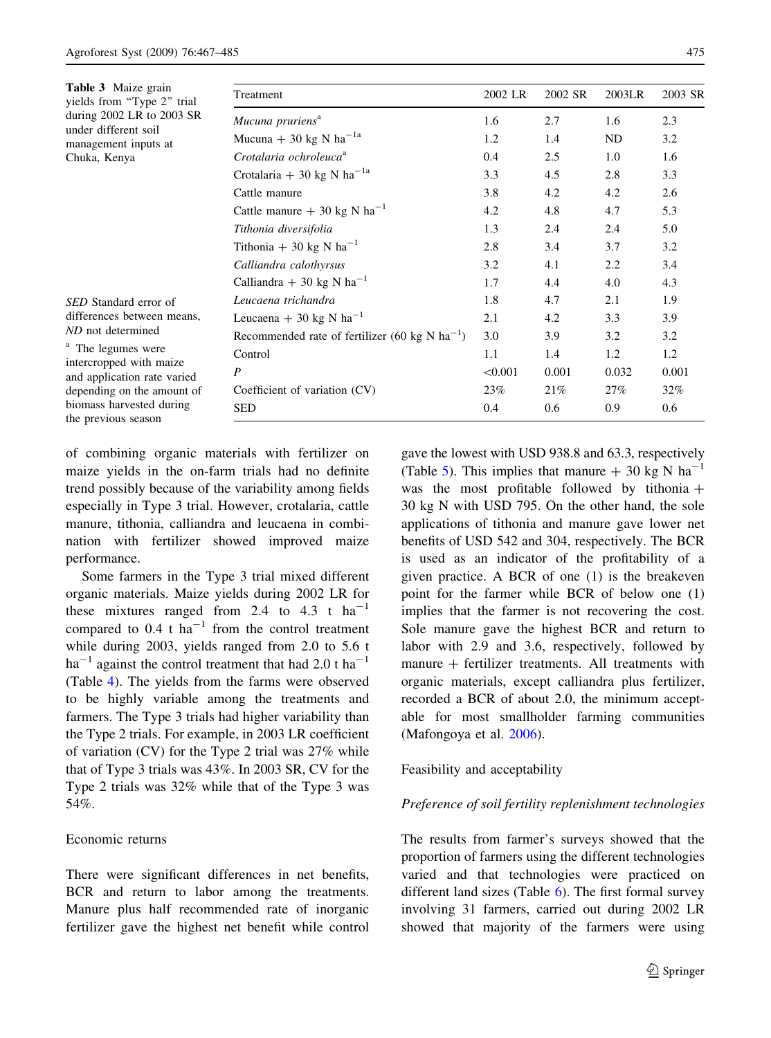**Table 3** Maize grain yields from "Type 2" trial during 2002 LR to 2003 SR under different soil management inputs at Chuka, Kenya

| Treatment | 2002 LR | 2002 SR | 2003LR | 2003 SR |
|---|---|---|---|---|
| *Mucuna pruriens*[a] | 1.6 | 2.7 | 1.6 | 2.3 |
| Mucuna + 30 kg N $ha^{-1}$[a] | 1.2 | 1.4 | ND | 3.2 |
| *Crotalaria ochroleuca*[a] | 0.4 | 2.5 | 1.0 | 1.6 |
| Crotalaria + 30 kg N $ha^{-1}$[a] | 3.3 | 4.5 | 2.8 | 3.3 |
| Cattle manure | 3.8 | 4.2 | 4.2 | 2.6 |
| Cattle manure + 30 kg N $ha^{-1}$ | 4.2 | 4.8 | 4.7 | 5.3 |
| *Tithonia diversifolia* | 1.3 | 2.4 | 2.4 | 5.0 |
| Tithonia + 30 kg N $ha^{-1}$ | 2.8 | 3.4 | 3.7 | 3.2 |
| *Calliandra calothyrsus* | 3.2 | 4.1 | 2.2 | 3.4 |
| Calliandra + 30 kg N $ha^{-1}$ | 1.7 | 4.4 | 4.0 | 4.3 |
| *Leucaena trichandra* | 1.8 | 4.7 | 2.1 | 1.9 |
| Leucaena + 30 kg N $ha^{-1}$ | 2.1 | 4.2 | 3.3 | 3.9 |
| Recommended rate of fertilizer (60 kg N $ha^{-1}$) | 3.0 | 3.9 | 3.2 | 3.2 |
| Control | 1.1 | 1.4 | 1.2 | 1.2 |
| *P* | <0.001 | 0.001 | 0.032 | 0.001 |
| Coefficient of variation (CV) | 23% | 21% | 27% | 32% |
| SED | 0.4 | 0.6 | 0.9 | 0.6 |

*SED* Standard error of differences between means, *ND* not determined

[a] The legumes were intercropped with maize and application rate varied depending on the amount of biomass harvested during the previous season

of combining organic materials with fertilizer on maize yields in the on-farm trials had no definite trend possibly because of the variability among fields especially in Type 3 trial. However, crotalaria, cattle manure, tithonia, calliandra and leucaena in combination with fertilizer showed improved maize performance.

Some farmers in the Type 3 trial mixed different organic materials. Maize yields during 2002 LR for these mixtures ranged from 2.4 to 4.3 t $ha^{-1}$ compared to 0.4 t $ha^{-1}$ from the control treatment while during 2003, yields ranged from 2.0 to 5.6 t $ha^{-1}$ against the control treatment that had 2.0 t $ha^{-1}$ (Table 4). The yields from the farms were observed to be highly variable among the treatments and farmers. The Type 3 trials had higher variability than the Type 2 trials. For example, in 2003 LR coefficient of variation (CV) for the Type 2 trial was 27% while that of Type 3 trials was 43%. In 2003 SR, CV for the Type 2 trials was 32% while that of the Type 3 was 54%.

## Economic returns

There were significant differences in net benefits, BCR and return to labor among the treatments. Manure plus half recommended rate of inorganic fertilizer gave the highest net benefit while control gave the lowest with USD 938.8 and 63.3, respectively (Table 5). This implies that manure + 30 kg N $ha^{-1}$ was the most profitable followed by tithonia + 30 kg N with USD 795. On the other hand, the sole applications of tithonia and manure gave lower net benefits of USD 542 and 304, respectively. The BCR is used as an indicator of the profitability of a given practice. A BCR of one (1) is the breakeven point for the farmer while BCR of below one (1) implies that the farmer is not recovering the cost. Sole manure gave the highest BCR and return to labor with 2.9 and 3.6, respectively, followed by manure + fertilizer treatments. All treatments with organic materials, except calliandra plus fertilizer, recorded a BCR of about 2.0, the minimum acceptable for most smallholder farming communities (Mafongoya et al. 2006).

## Feasibility and acceptability

### *Preference of soil fertility replenishment technologies*

The results from farmer's surveys showed that the proportion of farmers using the different technologies varied and that technologies were practiced on different land sizes (Table 6). The first formal survey involving 31 farmers, carried out during 2002 LR showed that majority of the farmers were using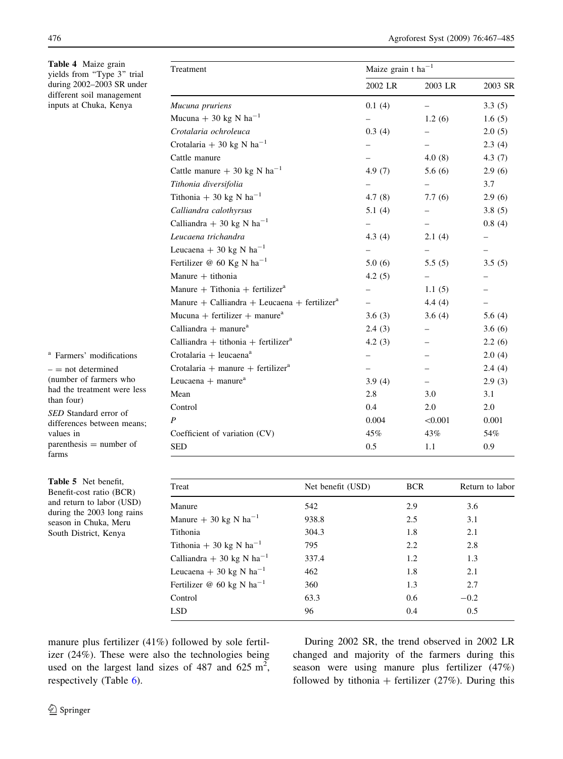**Table 4** Maize grain yields from "Type 3" trial during 2002–2003 SR under different soil management inputs at Chuka, Kenya

| Treatment | Maize grain t ha$^{-1}$ | | |
|---|---|---|---|
| | 2002 LR | 2003 LR | 2003 SR |
| *Mucuna pruriens* | 0.1 (4) | – | 3.3 (5) |
| Mucuna + 30 kg N ha$^{-1}$ | – | 1.2 (6) | 1.6 (5) |
| *Crotalaria ochroleuca* | 0.3 (4) | – | 2.0 (5) |
| Crotalaria + 30 kg N ha$^{-1}$ | – | – | 2.3 (4) |
| Cattle manure | – | 4.0 (8) | 4.3 (7) |
| Cattle manure + 30 kg N ha$^{-1}$ | 4.9 (7) | 5.6 (6) | 2.9 (6) |
| *Tithonia diversifolia* | – | – | 3.7 |
| Tithonia + 30 kg N ha$^{-1}$ | 4.7 (8) | 7.7 (6) | 2.9 (6) |
| *Calliandra calothyrsus* | 5.1 (4) | – | 3.8 (5) |
| Calliandra + 30 kg N ha$^{-1}$ | – | – | 0.8 (4) |
| *Leucaena trichandra* | 4.3 (4) | 2.1 (4) | – |
| Leucaena + 30 kg N ha$^{-1}$ | – | – | – |
| Fertilizer @ 60 Kg N ha$^{-1}$ | 5.0 (6) | 5.5 (5) | 3.5 (5) |
| Manure + tithonia | 4.2 (5) | – | – |
| Manure + Tithonia + fertilizer[a] | – | 1.1 (5) | – |
| Manure + Calliandra + Leucaena + fertilizer[a] | – | 4.4 (4) | – |
| Mucuna + fertilizer + manure[a] | 3.6 (3) | 3.6 (4) | 5.6 (4) |
| Calliandra + manure[a] | 2.4 (3) | – | 3.6 (6) |
| Calliandra + tithonia + fertilizer[a] | 4.2 (3) | – | 2.2 (6) |
| Crotalaria + leucaena[a] | – | – | 2.0 (4) |
| Crotalaria + manure + fertilizer[a] | – | – | 2.4 (4) |
| Leucaena + manure[a] | 3.9 (4) | – | 2.9 (3) |
| Mean | 2.8 | 3.0 | 3.1 |
| Control | 0.4 | 2.0 | 2.0 |
| *P* | 0.004 | <0.001 | 0.001 |
| Coefficient of variation (CV) | 45% | 43% | 54% |
| SED | 0.5 | 1.1 | 0.9 |

[a] Farmers' modifications

– = not determined (number of farmers who had the treatment were less than four)

*SED* Standard error of differences between means; values in parenthesis = number of farms

**Table 5** Net benefit, Benefit-cost ratio (BCR) and return to labor (USD) during the 2003 long rains season in Chuka, Meru South District, Kenya

| Treat | Net benefit (USD) | BCR | Return to labor |
|---|---|---|---|
| Manure | 542 | 2.9 | 3.6 |
| Manure + 30 kg N ha$^{-1}$ | 938.8 | 2.5 | 3.1 |
| Tithonia | 304.3 | 1.8 | 2.1 |
| Tithonia + 30 kg N ha$^{-1}$ | 795 | 2.2 | 2.8 |
| Calliandra + 30 kg N ha$^{-1}$ | 337.4 | 1.2 | 1.3 |
| Leucaena + 30 kg N ha$^{-1}$ | 462 | 1.8 | 2.1 |
| Fertilizer @ 60 kg N ha$^{-1}$ | 360 | 1.3 | 2.7 |
| Control | 63.3 | 0.6 | −0.2 |
| LSD | 96 | 0.4 | 0.5 |

manure plus fertilizer (41%) followed by sole fertilizer (24%). These were also the technologies being used on the largest land sizes of 487 and 625 m$^2$, respectively (Table 6).

During 2002 SR, the trend observed in 2002 LR changed and majority of the farmers during this season were using manure plus fertilizer (47%) followed by tithonia + fertilizer (27%). During this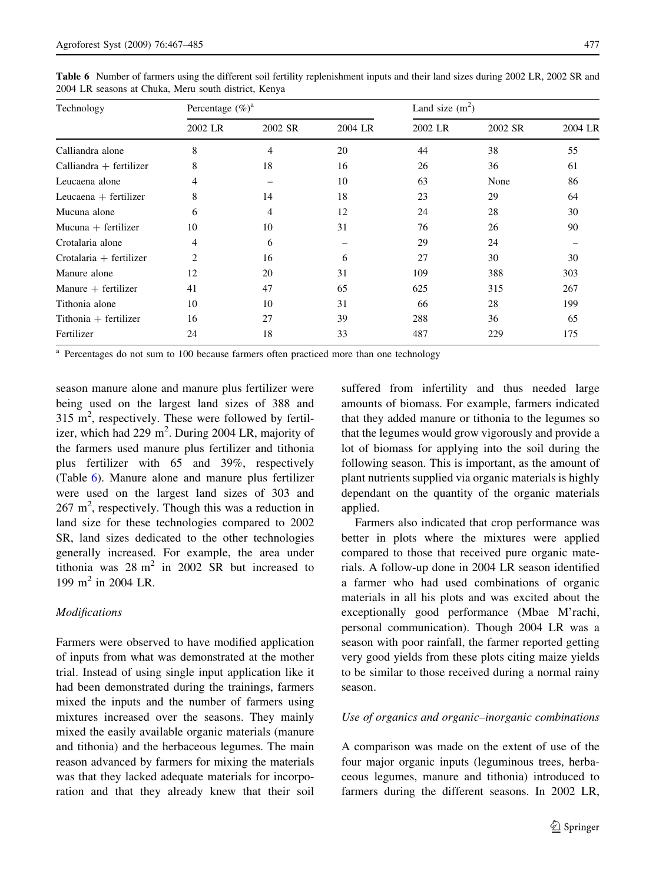**Table 6** Number of farmers using the different soil fertility replenishment inputs and their land sizes during 2002 LR, 2002 SR and 2004 LR seasons at Chuka, Meru south district, Kenya

| Technology | Percentage (%)[a] | | | Land size ($m^2$) | | |
|---|---|---|---|---|---|---|
| | 2002 LR | 2002 SR | 2004 LR | 2002 LR | 2002 SR | 2004 LR |
| Calliandra alone | 8 | 4 | 20 | 44 | 38 | 55 |
| Calliandra + fertilizer | 8 | 18 | 16 | 26 | 36 | 61 |
| Leucaena alone | 4 | – | 10 | 63 | None | 86 |
| Leucaena + fertilizer | 8 | 14 | 18 | 23 | 29 | 64 |
| Mucuna alone | 6 | 4 | 12 | 24 | 28 | 30 |
| Mucuna + fertilizer | 10 | 10 | 31 | 76 | 26 | 90 |
| Crotalaria alone | 4 | 6 | – | 29 | 24 | – |
| Crotalaria + fertilizer | 2 | 16 | 6 | 27 | 30 | 30 |
| Manure alone | 12 | 20 | 31 | 109 | 388 | 303 |
| Manure + fertilizer | 41 | 47 | 65 | 625 | 315 | 267 |
| Tithonia alone | 10 | 10 | 31 | 66 | 28 | 199 |
| Tithonia + fertilizer | 16 | 27 | 39 | 288 | 36 | 65 |
| Fertilizer | 24 | 18 | 33 | 487 | 229 | 175 |

[a] Percentages do not sum to 100 because farmers often practiced more than one technology

season manure alone and manure plus fertilizer were being used on the largest land sizes of 388 and 315 $m^2$, respectively. These were followed by fertilizer, which had 229 $m^2$. During 2004 LR, majority of the farmers used manure plus fertilizer and tithonia plus fertilizer with 65 and 39%, respectively (Table 6). Manure alone and manure plus fertilizer were used on the largest land sizes of 303 and 267 $m^2$, respectively. Though this was a reduction in land size for these technologies compared to 2002 SR, land sizes dedicated to the other technologies generally increased. For example, the area under tithonia was 28 $m^2$ in 2002 SR but increased to 199 $m^2$ in 2004 LR.

*Modifications*

Farmers were observed to have modified application of inputs from what was demonstrated at the mother trial. Instead of using single input application like it had been demonstrated during the trainings, farmers mixed the inputs and the number of farmers using mixtures increased over the seasons. They mainly mixed the easily available organic materials (manure and tithonia) and the herbaceous legumes. The main reason advanced by farmers for mixing the materials was that they lacked adequate materials for incorporation and that they already knew that their soil suffered from infertility and thus needed large amounts of biomass. For example, farmers indicated that they added manure or tithonia to the legumes so that the legumes would grow vigorously and provide a lot of biomass for applying into the soil during the following season. This is important, as the amount of plant nutrients supplied via organic materials is highly dependant on the quantity of the organic materials applied.

Farmers also indicated that crop performance was better in plots where the mixtures were applied compared to those that received pure organic materials. A follow-up done in 2004 LR season identified a farmer who had used combinations of organic materials in all his plots and was excited about the exceptionally good performance (Mbae M'rachi, personal communication). Though 2004 LR was a season with poor rainfall, the farmer reported getting very good yields from these plots citing maize yields to be similar to those received during a normal rainy season.

*Use of organics and organic–inorganic combinations*

A comparison was made on the extent of use of the four major organic inputs (leguminous trees, herbaceous legumes, manure and tithonia) introduced to farmers during the different seasons. In 2002 LR,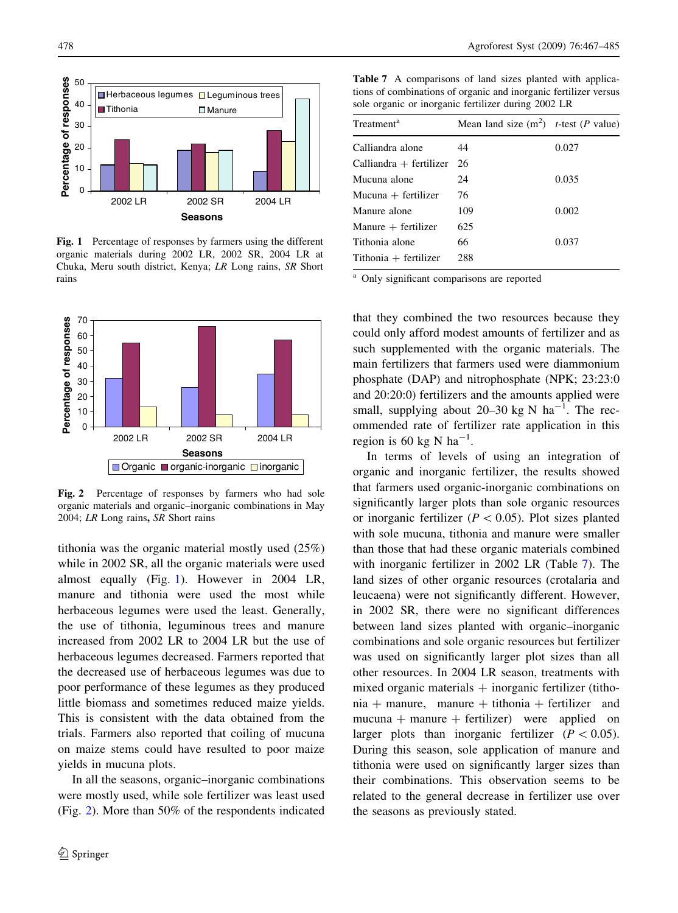Fig. 1 Percentage of responses by farmers using the different organic materials during 2002 LR, 2002 SR, 2004 LR at Chuka, Meru south district, Kenya; *LR* Long rains, *SR* Short rains

Fig. 2 Percentage of responses by farmers who had sole organic materials and organic–inorganic combinations in May 2004; *LR* Long rains, *SR* Short rains

tithonia was the organic material mostly used (25%) while in 2002 SR, all the organic materials were used almost equally (Fig. 1). However in 2004 LR, manure and tithonia were used the most while herbaceous legumes were used the least. Generally, the use of tithonia, leguminous trees and manure increased from 2002 LR to 2004 LR but the use of herbaceous legumes decreased. Farmers reported that the decreased use of herbaceous legumes was due to poor performance of these legumes as they produced little biomass and sometimes reduced maize yields. This is consistent with the data obtained from the trials. Farmers also reported that coiling of mucuna on maize stems could have resulted to poor maize yields in mucuna plots.

In all the seasons, organic–inorganic combinations were mostly used, while sole fertilizer was least used (Fig. 2). More than 50% of the respondents indicated that they combined the two resources because they could only afford modest amounts of fertilizer and as such supplemented with the organic materials. The main fertilizers that farmers used were diammonium phosphate (DAP) and nitrophosphate (NPK; 23:23:0 and 20:20:0) fertilizers and the amounts applied were small, supplying about 20–30 kg N $ha^{-1}$. The recommended rate of fertilizer rate application in this region is 60 kg N $ha^{-1}$.

In terms of levels of using an integration of organic and inorganic fertilizer, the results showed that farmers used organic-inorganic combinations on significantly larger plots than sole organic resources or inorganic fertilizer ($P < 0.05$). Plot sizes planted with sole mucuna, tithonia and manure were smaller than those that had these organic materials combined with inorganic fertilizer in 2002 LR (Table 7). The land sizes of other organic resources (crotalaria and leucaena) were not significantly different. However, in 2002 SR, there were no significant differences between land sizes planted with organic–inorganic combinations and sole organic resources but fertilizer was used on significantly larger plot sizes than all other resources. In 2004 LR season, treatments with mixed organic materials + inorganic fertilizer (tithonia + manure, manure + tithonia + fertilizer and mucuna + manure + fertilizer) were applied on larger plots than inorganic fertilizer ($P < 0.05$). During this season, sole application of manure and tithonia were used on significantly larger sizes than their combinations. This observation seems to be related to the general decrease in fertilizer use over the seasons as previously stated.

**Table 7** A comparisons of land sizes planted with applications of combinations of organic and inorganic fertilizer versus sole organic or inorganic fertilizer during 2002 LR

| Treatment[a] | Mean land size ($m^2$) | *t*-test (*P* value) |
|---|---|---|
| Calliandra alone | 44 | 0.027 |
| Calliandra + fertilizer | 26 | |
| Mucuna alone | 24 | 0.035 |
| Mucuna + fertilizer | 76 | |
| Manure alone | 109 | 0.002 |
| Manure + fertilizer | 625 | |
| Tithonia alone | 66 | 0.037 |
| Tithonia + fertilizer | 288 | |

[a] Only significant comparisons are reported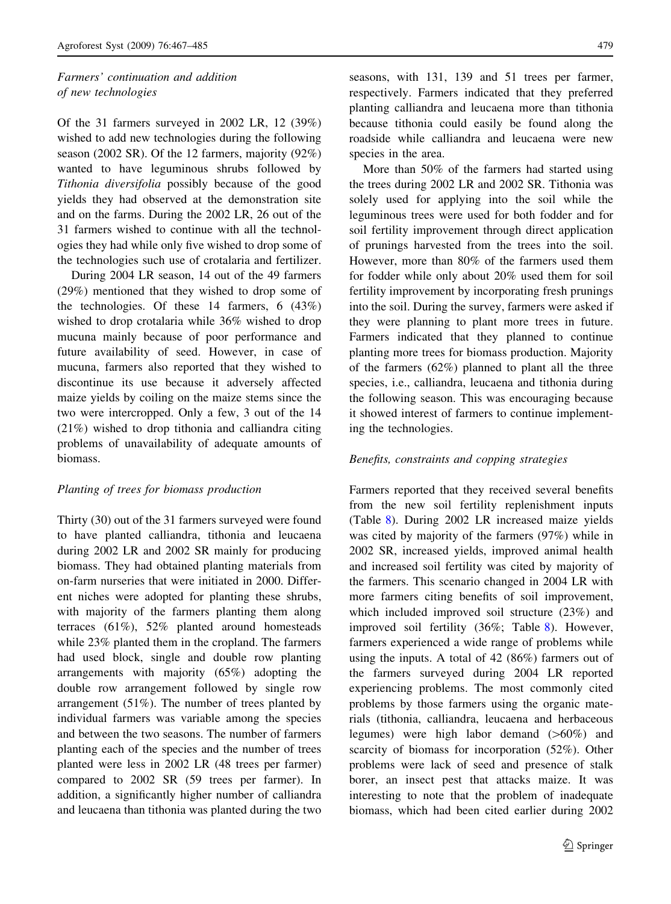### *Farmers' continuation and addition of new technologies*

Of the 31 farmers surveyed in 2002 LR, 12 (39%) wished to add new technologies during the following season (2002 SR). Of the 12 farmers, majority (92%) wanted to have leguminous shrubs followed by *Tithonia diversifolia* possibly because of the good yields they had observed at the demonstration site and on the farms. During the 2002 LR, 26 out of the 31 farmers wished to continue with all the technologies they had while only five wished to drop some of the technologies such use of crotalaria and fertilizer.

During 2004 LR season, 14 out of the 49 farmers (29%) mentioned that they wished to drop some of the technologies. Of these 14 farmers, 6 (43%) wished to drop crotalaria while 36% wished to drop mucuna mainly because of poor performance and future availability of seed. However, in case of mucuna, farmers also reported that they wished to discontinue its use because it adversely affected maize yields by coiling on the maize stems since the two were intercropped. Only a few, 3 out of the 14 (21%) wished to drop tithonia and calliandra citing problems of unavailability of adequate amounts of biomass.

### *Planting of trees for biomass production*

Thirty (30) out of the 31 farmers surveyed were found to have planted calliandra, tithonia and leucaena during 2002 LR and 2002 SR mainly for producing biomass. They had obtained planting materials from on-farm nurseries that were initiated in 2000. Different niches were adopted for planting these shrubs, with majority of the farmers planting them along terraces (61%), 52% planted around homesteads while 23% planted them in the cropland. The farmers had used block, single and double row planting arrangements with majority (65%) adopting the double row arrangement followed by single row arrangement (51%). The number of trees planted by individual farmers was variable among the species and between the two seasons. The number of farmers planting each of the species and the number of trees planted were less in 2002 LR (48 trees per farmer) compared to 2002 SR (59 trees per farmer). In addition, a significantly higher number of calliandra and leucaena than tithonia was planted during the two seasons, with 131, 139 and 51 trees per farmer, respectively. Farmers indicated that they preferred planting calliandra and leucaena more than tithonia because tithonia could easily be found along the roadside while calliandra and leucaena were new species in the area.

More than 50% of the farmers had started using the trees during 2002 LR and 2002 SR. Tithonia was solely used for applying into the soil while the leguminous trees were used for both fodder and for soil fertility improvement through direct application of prunings harvested from the trees into the soil. However, more than 80% of the farmers used them for fodder while only about 20% used them for soil fertility improvement by incorporating fresh prunings into the soil. During the survey, farmers were asked if they were planning to plant more trees in future. Farmers indicated that they planned to continue planting more trees for biomass production. Majority of the farmers (62%) planned to plant all the three species, i.e., calliandra, leucaena and tithonia during the following season. This was encouraging because it showed interest of farmers to continue implementing the technologies.

### *Benefits, constraints and copping strategies*

Farmers reported that they received several benefits from the new soil fertility replenishment inputs (Table 8). During 2002 LR increased maize yields was cited by majority of the farmers (97%) while in 2002 SR, increased yields, improved animal health and increased soil fertility was cited by majority of the farmers. This scenario changed in 2004 LR with more farmers citing benefits of soil improvement, which included improved soil structure (23%) and improved soil fertility (36%; Table 8). However, farmers experienced a wide range of problems while using the inputs. A total of 42 (86%) farmers out of the farmers surveyed during 2004 LR reported experiencing problems. The most commonly cited problems by those farmers using the organic materials (tithonia, calliandra, leucaena and herbaceous legumes) were high labor demand (>60%) and scarcity of biomass for incorporation (52%). Other problems were lack of seed and presence of stalk borer, an insect pest that attacks maize. It was interesting to note that the problem of inadequate biomass, which had been cited earlier during 2002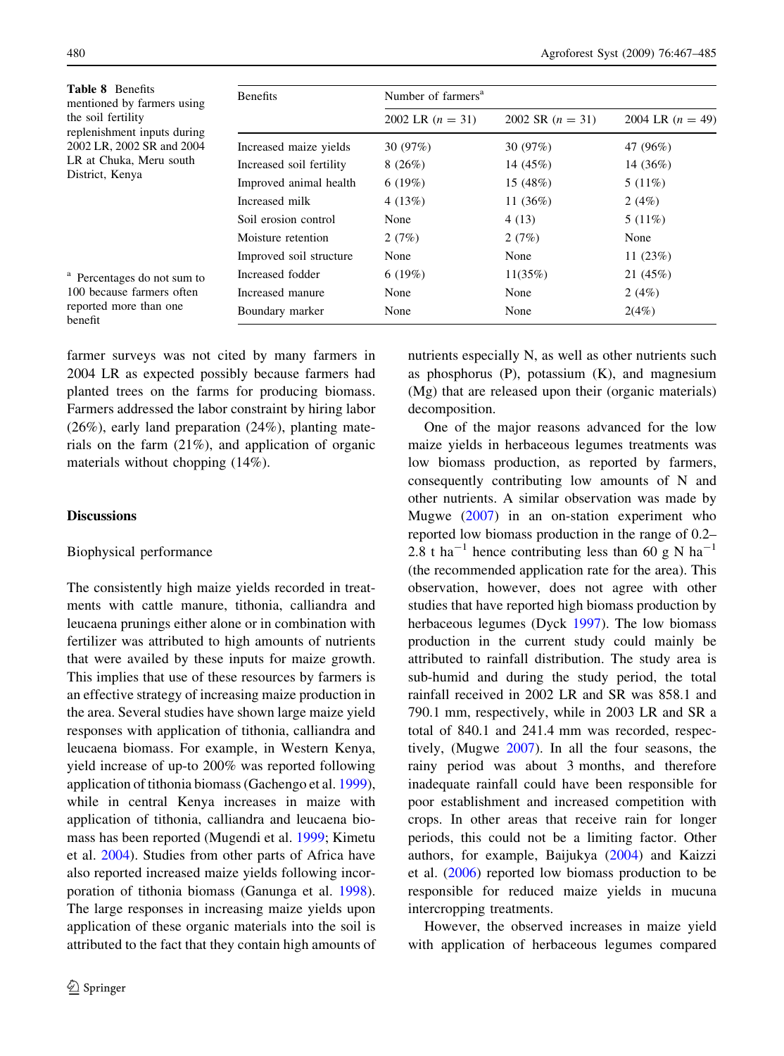Table 8 Benefits mentioned by farmers using the soil fertility replenishment inputs during 2002 LR, 2002 SR and 2004 LR at Chuka, Meru south District, Kenya

| Benefits | Number of farmers[a] | | |
|---|---|---|---|
| | 2002 LR ($n = 31$) | 2002 SR ($n = 31$) | 2004 LR ($n = 49$) |
| Increased maize yields | 30 (97%) | 30 (97%) | 47 (96%) |
| Increased soil fertility | 8 (26%) | 14 (45%) | 14 (36%) |
| Improved animal health | 6 (19%) | 15 (48%) | 5 (11%) |
| Increased milk | 4 (13%) | 11 (36%) | 2 (4%) |
| Soil erosion control | None | 4 (13) | 5 (11%) |
| Moisture retention | 2 (7%) | 2 (7%) | None |
| Improved soil structure | None | None | 11 (23%) |
| Increased fodder | 6 (19%) | 11(35%) | 21 (45%) |
| Increased manure | None | None | 2 (4%) |
| Boundary marker | None | None | 2(4%) |

[a] Percentages do not sum to 100 because farmers often reported more than one benefit

farmer surveys was not cited by many farmers in 2004 LR as expected possibly because farmers had planted trees on the farms for producing biomass. Farmers addressed the labor constraint by hiring labor (26%), early land preparation (24%), planting materials on the farm (21%), and application of organic materials without chopping (14%).

## Discussions

### Biophysical performance

The consistently high maize yields recorded in treatments with cattle manure, tithonia, calliandra and leucaena prunings either alone or in combination with fertilizer was attributed to high amounts of nutrients that were availed by these inputs for maize growth. This implies that use of these resources by farmers is an effective strategy of increasing maize production in the area. Several studies have shown large maize yield responses with application of tithonia, calliandra and leucaena biomass. For example, in Western Kenya, yield increase of up-to 200% was reported following application of tithonia biomass (Gachengo et al. 1999), while in central Kenya increases in maize with application of tithonia, calliandra and leucaena biomass has been reported (Mugendi et al. 1999; Kimetu et al. 2004). Studies from other parts of Africa have also reported increased maize yields following incorporation of tithonia biomass (Ganunga et al. 1998). The large responses in increasing maize yields upon application of these organic materials into the soil is attributed to the fact that they contain high amounts of nutrients especially N, as well as other nutrients such as phosphorus (P), potassium (K), and magnesium (Mg) that are released upon their (organic materials) decomposition.

One of the major reasons advanced for the low maize yields in herbaceous legumes treatments was low biomass production, as reported by farmers, consequently contributing low amounts of N and other nutrients. A similar observation was made by Mugwe (2007) in an on-station experiment who reported low biomass production in the range of 0.2–2.8 t ha$^{-1}$ hence contributing less than 60 g N ha$^{-1}$ (the recommended application rate for the area). This observation, however, does not agree with other studies that have reported high biomass production by herbaceous legumes (Dyck 1997). The low biomass production in the current study could mainly be attributed to rainfall distribution. The study area is sub-humid and during the study period, the total rainfall received in 2002 LR and SR was 858.1 and 790.1 mm, respectively, while in 2003 LR and SR a total of 840.1 and 241.4 mm was recorded, respectively, (Mugwe 2007). In all the four seasons, the rainy period was about 3 months, and therefore inadequate rainfall could have been responsible for poor establishment and increased competition with crops. In other areas that receive rain for longer periods, this could not be a limiting factor. Other authors, for example, Baijukya (2004) and Kaizzi et al. (2006) reported low biomass production to be responsible for reduced maize yields in mucuna intercropping treatments.

However, the observed increases in maize yield with application of herbaceous legumes compared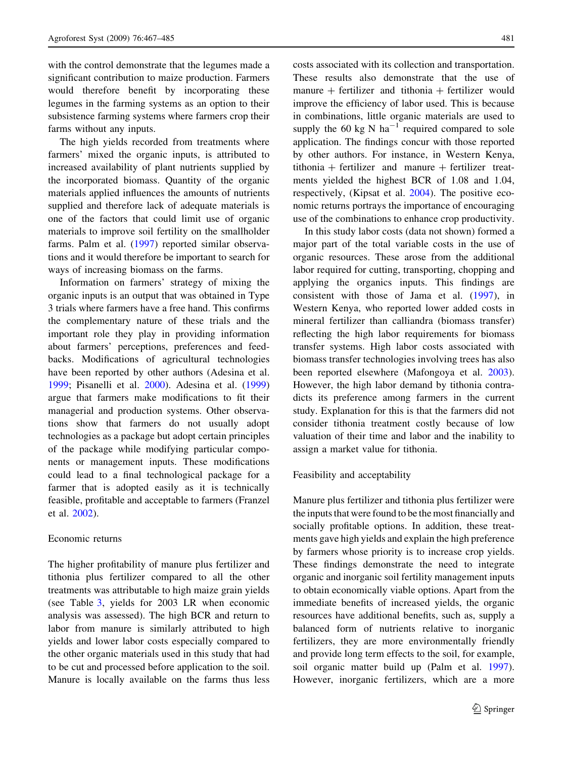with the control demonstrate that the legumes made a significant contribution to maize production. Farmers would therefore benefit by incorporating these legumes in the farming systems as an option to their subsistence farming systems where farmers crop their farms without any inputs.

The high yields recorded from treatments where farmers' mixed the organic inputs, is attributed to increased availability of plant nutrients supplied by the incorporated biomass. Quantity of the organic materials applied influences the amounts of nutrients supplied and therefore lack of adequate materials is one of the factors that could limit use of organic materials to improve soil fertility on the smallholder farms. Palm et al. (1997) reported similar observations and it would therefore be important to search for ways of increasing biomass on the farms.

Information on farmers' strategy of mixing the organic inputs is an output that was obtained in Type 3 trials where farmers have a free hand. This confirms the complementary nature of these trials and the important role they play in providing information about farmers' perceptions, preferences and feedbacks. Modifications of agricultural technologies have been reported by other authors (Adesina et al. 1999; Pisanelli et al. 2000). Adesina et al. (1999) argue that farmers make modifications to fit their managerial and production systems. Other observations show that farmers do not usually adopt technologies as a package but adopt certain principles of the package while modifying particular components or management inputs. These modifications could lead to a final technological package for a farmer that is adopted easily as it is technically feasible, profitable and acceptable to farmers (Franzel et al. 2002).

## Economic returns

The higher profitability of manure plus fertilizer and tithonia plus fertilizer compared to all the other treatments was attributable to high maize grain yields (see Table 3, yields for 2003 LR when economic analysis was assessed). The high BCR and return to labor from manure is similarly attributed to high yields and lower labor costs especially compared to the other organic materials used in this study that had to be cut and processed before application to the soil. Manure is locally available on the farms thus less costs associated with its collection and transportation. These results also demonstrate that the use of manure + fertilizer and tithonia + fertilizer would improve the efficiency of labor used. This is because in combinations, little organic materials are used to supply the 60 kg N $ha^{-1}$ required compared to sole application. The findings concur with those reported by other authors. For instance, in Western Kenya, tithonia + fertilizer and manure + fertilizer treatments yielded the highest BCR of 1.08 and 1.04, respectively, (Kipsat et al. 2004). The positive economic returns portrays the importance of encouraging use of the combinations to enhance crop productivity.

In this study labor costs (data not shown) formed a major part of the total variable costs in the use of organic resources. These arose from the additional labor required for cutting, transporting, chopping and applying the organics inputs. This findings are consistent with those of Jama et al. (1997), in Western Kenya, who reported lower added costs in mineral fertilizer than calliandra (biomass transfer) reflecting the high labor requirements for biomass transfer systems. High labor costs associated with biomass transfer technologies involving trees has also been reported elsewhere (Mafongoya et al. 2003). However, the high labor demand by tithonia contradicts its preference among farmers in the current study. Explanation for this is that the farmers did not consider tithonia treatment costly because of low valuation of their time and labor and the inability to assign a market value for tithonia.

## Feasibility and acceptability

Manure plus fertilizer and tithonia plus fertilizer were the inputs that were found to be the most financially and socially profitable options. In addition, these treatments gave high yields and explain the high preference by farmers whose priority is to increase crop yields. These findings demonstrate the need to integrate organic and inorganic soil fertility management inputs to obtain economically viable options. Apart from the immediate benefits of increased yields, the organic resources have additional benefits, such as, supply a balanced form of nutrients relative to inorganic fertilizers, they are more environmentally friendly and provide long term effects to the soil, for example, soil organic matter build up (Palm et al. 1997). However, inorganic fertilizers, which are a more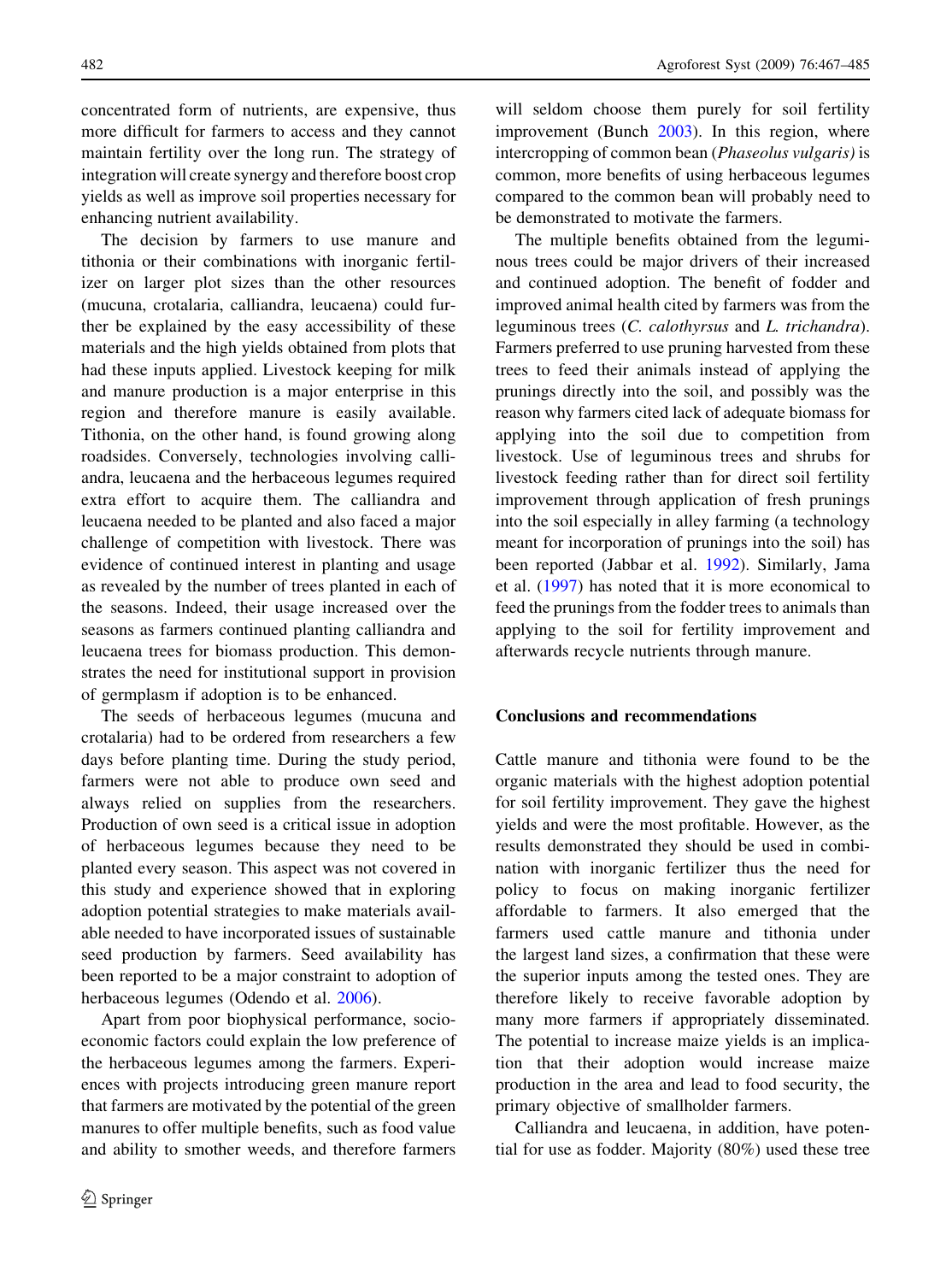concentrated form of nutrients, are expensive, thus more difficult for farmers to access and they cannot maintain fertility over the long run. The strategy of integration will create synergy and therefore boost crop yields as well as improve soil properties necessary for enhancing nutrient availability.

The decision by farmers to use manure and tithonia or their combinations with inorganic fertilizer on larger plot sizes than the other resources (mucuna, crotalaria, calliandra, leucaena) could further be explained by the easy accessibility of these materials and the high yields obtained from plots that had these inputs applied. Livestock keeping for milk and manure production is a major enterprise in this region and therefore manure is easily available. Tithonia, on the other hand, is found growing along roadsides. Conversely, technologies involving calliandra, leucaena and the herbaceous legumes required extra effort to acquire them. The calliandra and leucaena needed to be planted and also faced a major challenge of competition with livestock. There was evidence of continued interest in planting and usage as revealed by the number of trees planted in each of the seasons. Indeed, their usage increased over the seasons as farmers continued planting calliandra and leucaena trees for biomass production. This demonstrates the need for institutional support in provision of germplasm if adoption is to be enhanced.

The seeds of herbaceous legumes (mucuna and crotalaria) had to be ordered from researchers a few days before planting time. During the study period, farmers were not able to produce own seed and always relied on supplies from the researchers. Production of own seed is a critical issue in adoption of herbaceous legumes because they need to be planted every season. This aspect was not covered in this study and experience showed that in exploring adoption potential strategies to make materials available needed to have incorporated issues of sustainable seed production by farmers. Seed availability has been reported to be a major constraint to adoption of herbaceous legumes (Odendo et al. 2006).

Apart from poor biophysical performance, socio-economic factors could explain the low preference of the herbaceous legumes among the farmers. Experiences with projects introducing green manure report that farmers are motivated by the potential of the green manures to offer multiple benefits, such as food value and ability to smother weeds, and therefore farmers will seldom choose them purely for soil fertility improvement (Bunch 2003). In this region, where intercropping of common bean (*Phaseolus vulgaris)* is common, more benefits of using herbaceous legumes compared to the common bean will probably need to be demonstrated to motivate the farmers.

The multiple benefits obtained from the leguminous trees could be major drivers of their increased and continued adoption. The benefit of fodder and improved animal health cited by farmers was from the leguminous trees (*C. calothyrsus* and *L. trichandra*). Farmers preferred to use pruning harvested from these trees to feed their animals instead of applying the prunings directly into the soil, and possibly was the reason why farmers cited lack of adequate biomass for applying into the soil due to competition from livestock. Use of leguminous trees and shrubs for livestock feeding rather than for direct soil fertility improvement through application of fresh prunings into the soil especially in alley farming (a technology meant for incorporation of prunings into the soil) has been reported (Jabbar et al. 1992). Similarly, Jama et al. (1997) has noted that it is more economical to feed the prunings from the fodder trees to animals than applying to the soil for fertility improvement and afterwards recycle nutrients through manure.

## Conclusions and recommendations

Cattle manure and tithonia were found to be the organic materials with the highest adoption potential for soil fertility improvement. They gave the highest yields and were the most profitable. However, as the results demonstrated they should be used in combination with inorganic fertilizer thus the need for policy to focus on making inorganic fertilizer affordable to farmers. It also emerged that the farmers used cattle manure and tithonia under the largest land sizes, a confirmation that these were the superior inputs among the tested ones. They are therefore likely to receive favorable adoption by many more farmers if appropriately disseminated. The potential to increase maize yields is an implication that their adoption would increase maize production in the area and lead to food security, the primary objective of smallholder farmers.

Calliandra and leucaena, in addition, have potential for use as fodder. Majority (80%) used these tree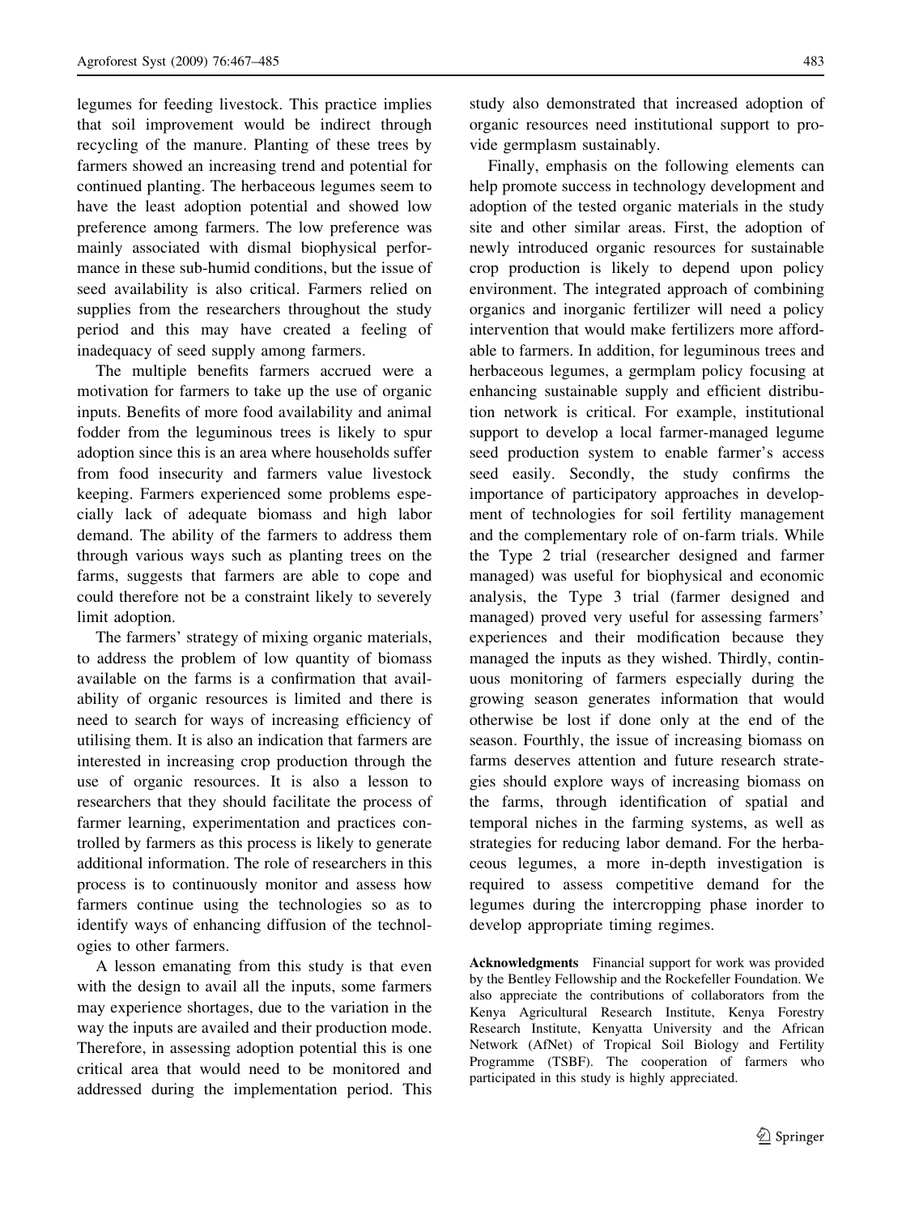legumes for feeding livestock. This practice implies that soil improvement would be indirect through recycling of the manure. Planting of these trees by farmers showed an increasing trend and potential for continued planting. The herbaceous legumes seem to have the least adoption potential and showed low preference among farmers. The low preference was mainly associated with dismal biophysical performance in these sub-humid conditions, but the issue of seed availability is also critical. Farmers relied on supplies from the researchers throughout the study period and this may have created a feeling of inadequacy of seed supply among farmers.

The multiple benefits farmers accrued were a motivation for farmers to take up the use of organic inputs. Benefits of more food availability and animal fodder from the leguminous trees is likely to spur adoption since this is an area where households suffer from food insecurity and farmers value livestock keeping. Farmers experienced some problems especially lack of adequate biomass and high labor demand. The ability of the farmers to address them through various ways such as planting trees on the farms, suggests that farmers are able to cope and could therefore not be a constraint likely to severely limit adoption.

The farmers' strategy of mixing organic materials, to address the problem of low quantity of biomass available on the farms is a confirmation that availability of organic resources is limited and there is need to search for ways of increasing efficiency of utilising them. It is also an indication that farmers are interested in increasing crop production through the use of organic resources. It is also a lesson to researchers that they should facilitate the process of farmer learning, experimentation and practices controlled by farmers as this process is likely to generate additional information. The role of researchers in this process is to continuously monitor and assess how farmers continue using the technologies so as to identify ways of enhancing diffusion of the technologies to other farmers.

A lesson emanating from this study is that even with the design to avail all the inputs, some farmers may experience shortages, due to the variation in the way the inputs are availed and their production mode. Therefore, in assessing adoption potential this is one critical area that would need to be monitored and addressed during the implementation period. This study also demonstrated that increased adoption of organic resources need institutional support to provide germplasm sustainably.

Finally, emphasis on the following elements can help promote success in technology development and adoption of the tested organic materials in the study site and other similar areas. First, the adoption of newly introduced organic resources for sustainable crop production is likely to depend upon policy environment. The integrated approach of combining organics and inorganic fertilizer will need a policy intervention that would make fertilizers more affordable to farmers. In addition, for leguminous trees and herbaceous legumes, a germplam policy focusing at enhancing sustainable supply and efficient distribution network is critical. For example, institutional support to develop a local farmer-managed legume seed production system to enable farmer's access seed easily. Secondly, the study confirms the importance of participatory approaches in development of technologies for soil fertility management and the complementary role of on-farm trials. While the Type 2 trial (researcher designed and farmer managed) was useful for biophysical and economic analysis, the Type 3 trial (farmer designed and managed) proved very useful for assessing farmers' experiences and their modification because they managed the inputs as they wished. Thirdly, continuous monitoring of farmers especially during the growing season generates information that would otherwise be lost if done only at the end of the season. Fourthly, the issue of increasing biomass on farms deserves attention and future research strategies should explore ways of increasing biomass on the farms, through identification of spatial and temporal niches in the farming systems, as well as strategies for reducing labor demand. For the herbaceous legumes, a more in-depth investigation is required to assess competitive demand for the legumes during the intercropping phase inorder to develop appropriate timing regimes.

**Acknowledgments** Financial support for work was provided by the Bentley Fellowship and the Rockefeller Foundation. We also appreciate the contributions of collaborators from the Kenya Agricultural Research Institute, Kenya Forestry Research Institute, Kenyatta University and the African Network (AfNet) of Tropical Soil Biology and Fertility Programme (TSBF). The cooperation of farmers who participated in this study is highly appreciated.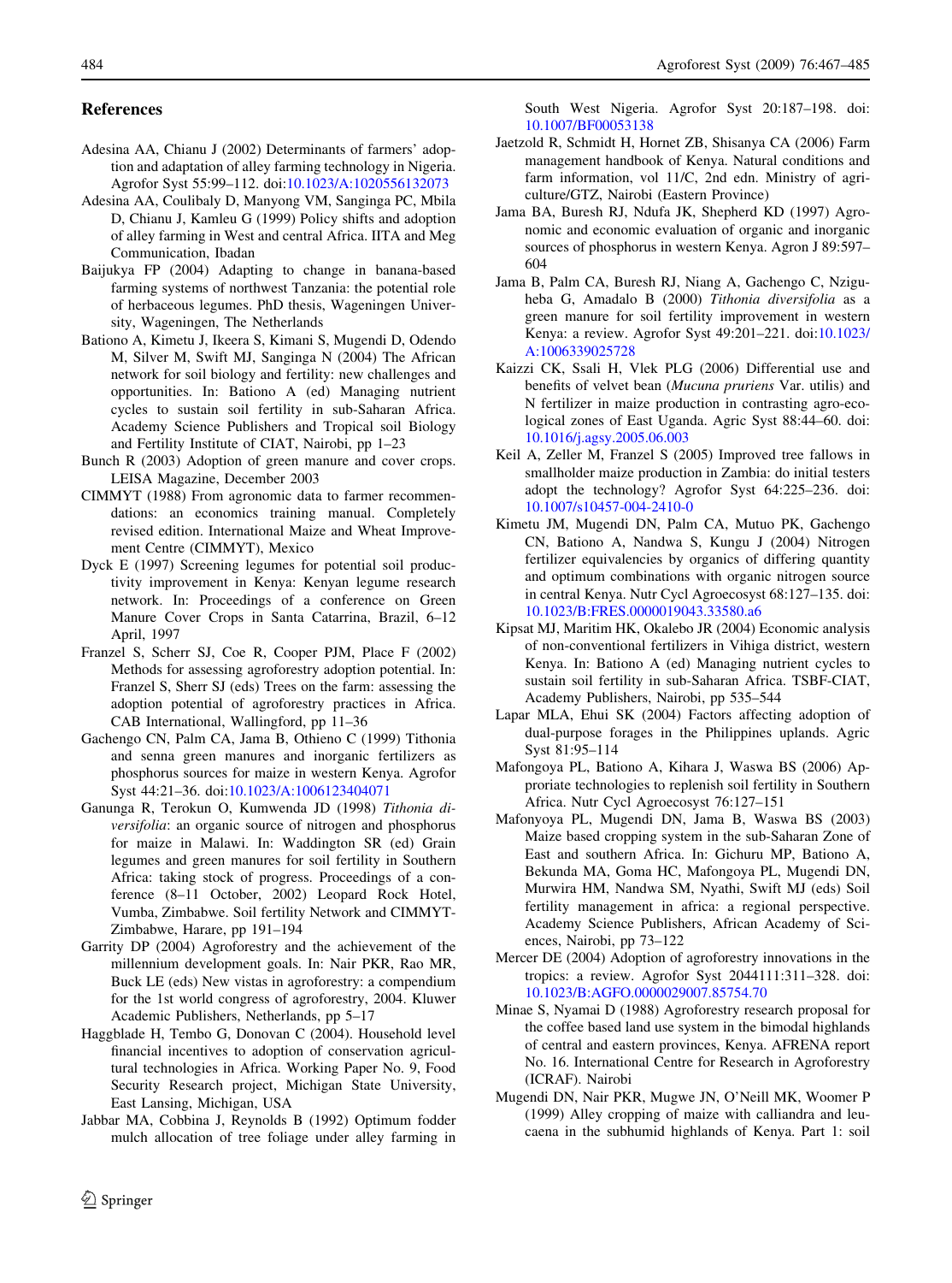## References

Adesina AA, Chianu J (2002) Determinants of farmers' adoption and adaptation of alley farming technology in Nigeria. Agrofor Syst 55:99–112. doi:10.1023/A:1020556132073

Adesina AA, Coulibaly D, Manyong VM, Sanginga PC, Mbila D, Chianu J, Kamleu G (1999) Policy shifts and adoption of alley farming in West and central Africa. IITA and Meg Communication, Ibadan

Baijukya FP (2004) Adapting to change in banana-based farming systems of northwest Tanzania: the potential role of herbaceous legumes. PhD thesis, Wageningen University, Wageningen, The Netherlands

Bationo A, Kimetu J, Ikeera S, Kimani S, Mugendi D, Odendo M, Silver M, Swift MJ, Sanginga N (2004) The African network for soil biology and fertility: new challenges and opportunities. In: Bationo A (ed) Managing nutrient cycles to sustain soil fertility in sub-Saharan Africa. Academy Science Publishers and Tropical soil Biology and Fertility Institute of CIAT, Nairobi, pp 1–23

Bunch R (2003) Adoption of green manure and cover crops. LEISA Magazine, December 2003

CIMMYT (1988) From agronomic data to farmer recommendations: an economics training manual. Completely revised edition. International Maize and Wheat Improvement Centre (CIMMYT), Mexico

Dyck E (1997) Screening legumes for potential soil productivity improvement in Kenya: Kenyan legume research network. In: Proceedings of a conference on Green Manure Cover Crops in Santa Catarrina, Brazil, 6–12 April, 1997

Franzel S, Scherr SJ, Coe R, Cooper PJM, Place F (2002) Methods for assessing agroforestry adoption potential. In: Franzel S, Sherr SJ (eds) Trees on the farm: assessing the adoption potential of agroforestry practices in Africa. CAB International, Wallingford, pp 11–36

Gachengo CN, Palm CA, Jama B, Othieno C (1999) Tithonia and senna green manures and inorganic fertilizers as phosphorus sources for maize in western Kenya. Agrofor Syst 44:21–36. doi:10.1023/A:1006123404071

Ganunga R, Terokun O, Kumwenda JD (1998) *Tithonia diversifolia*: an organic source of nitrogen and phosphorus for maize in Malawi. In: Waddington SR (ed) Grain legumes and green manures for soil fertility in Southern Africa: taking stock of progress. Proceedings of a conference (8–11 October, 2002) Leopard Rock Hotel, Vumba, Zimbabwe. Soil fertility Network and CIMMYT-Zimbabwe, Harare, pp 191–194

Garrity DP (2004) Agroforestry and the achievement of the millennium development goals. In: Nair PKR, Rao MR, Buck LE (eds) New vistas in agroforestry: a compendium for the 1st world congress of agroforestry, 2004. Kluwer Academic Publishers, Netherlands, pp 5–17

Haggblade H, Tembo G, Donovan C (2004). Household level financial incentives to adoption of conservation agricultural technologies in Africa. Working Paper No. 9, Food Security Research project, Michigan State University, East Lansing, Michigan, USA

Jabbar MA, Cobbina J, Reynolds B (1992) Optimum fodder mulch allocation of tree foliage under alley farming in South West Nigeria. Agrofor Syst 20:187–198. doi:10.1007/BF00053138

Jaetzold R, Schmidt H, Hornet ZB, Shisanya CA (2006) Farm management handbook of Kenya. Natural conditions and farm information, vol 11/C, 2nd edn. Ministry of agriculture/GTZ, Nairobi (Eastern Province)

Jama BA, Buresh RJ, Ndufa JK, Shepherd KD (1997) Agronomic and economic evaluation of organic and inorganic sources of phosphorus in western Kenya. Agron J 89:597–604

Jama B, Palm CA, Buresh RJ, Niang A, Gachengo C, Nziguheba G, Amadalo B (2000) *Tithonia diversifolia* as a green manure for soil fertility improvement in western Kenya: a review. Agrofor Syst 49:201–221. doi:10.1023/A:1006339025728

Kaizzi CK, Ssali H, Vlek PLG (2006) Differential use and benefits of velvet bean (*Mucuna pruriens* Var. utilis) and N fertilizer in maize production in contrasting agro-ecological zones of East Uganda. Agric Syst 88:44–60. doi:10.1016/j.agsy.2005.06.003

Keil A, Zeller M, Franzel S (2005) Improved tree fallows in smallholder maize production in Zambia: do initial testers adopt the technology? Agrofor Syst 64:225–236. doi:10.1007/s10457-004-2410-0

Kimetu JM, Mugendi DN, Palm CA, Mutuo PK, Gachengo CN, Bationo A, Nandwa S, Kungu J (2004) Nitrogen fertilizer equivalencies by organics of differing quantity and optimum combinations with organic nitrogen source in central Kenya. Nutr Cycl Agroecosyst 68:127–135. doi:10.1023/B:FRES.0000019043.33580.a6

Kipsat MJ, Maritim HK, Okalebo JR (2004) Economic analysis of non-conventional fertilizers in Vihiga district, western Kenya. In: Bationo A (ed) Managing nutrient cycles to sustain soil fertility in sub-Saharan Africa. TSBF-CIAT, Academy Publishers, Nairobi, pp 535–544

Lapar MLA, Ehui SK (2004) Factors affecting adoption of dual-purpose forages in the Philippines uplands. Agric Syst 81:95–114

Mafongoya PL, Bationo A, Kihara J, Waswa BS (2006) Appropriate technologies to replenish soil fertility in Southern Africa. Nutr Cycl Agroecosyst 76:127–151

Mafonyoya PL, Mugendi DN, Jama B, Waswa BS (2003) Maize based cropping system in the sub-Saharan Zone of East and southern Africa. In: Gichuru MP, Bationo A, Bekunda MA, Goma HC, Mafongoya PL, Mugendi DN, Murwira HM, Nandwa SM, Nyathi, Swift MJ (eds) Soil fertility management in africa: a regional perspective. Academy Science Publishers, African Academy of Sciences, Nairobi, pp 73–122

Mercer DE (2004) Adoption of agroforestry innovations in the tropics: a review. Agrofor Syst 2044111:311–328. doi:10.1023/B:AGFO.0000029007.85754.70

Minae S, Nyamai D (1988) Agroforestry research proposal for the coffee based land use system in the bimodal highlands of central and eastern provinces, Kenya. AFRENA report No. 16. International Centre for Research in Agroforestry (ICRAF). Nairobi

Mugendi DN, Nair PKR, Mugwe JN, O'Neill MK, Woomer P (1999) Alley cropping of maize with calliandra and leucaena in the subhumid highlands of Kenya. Part 1: soil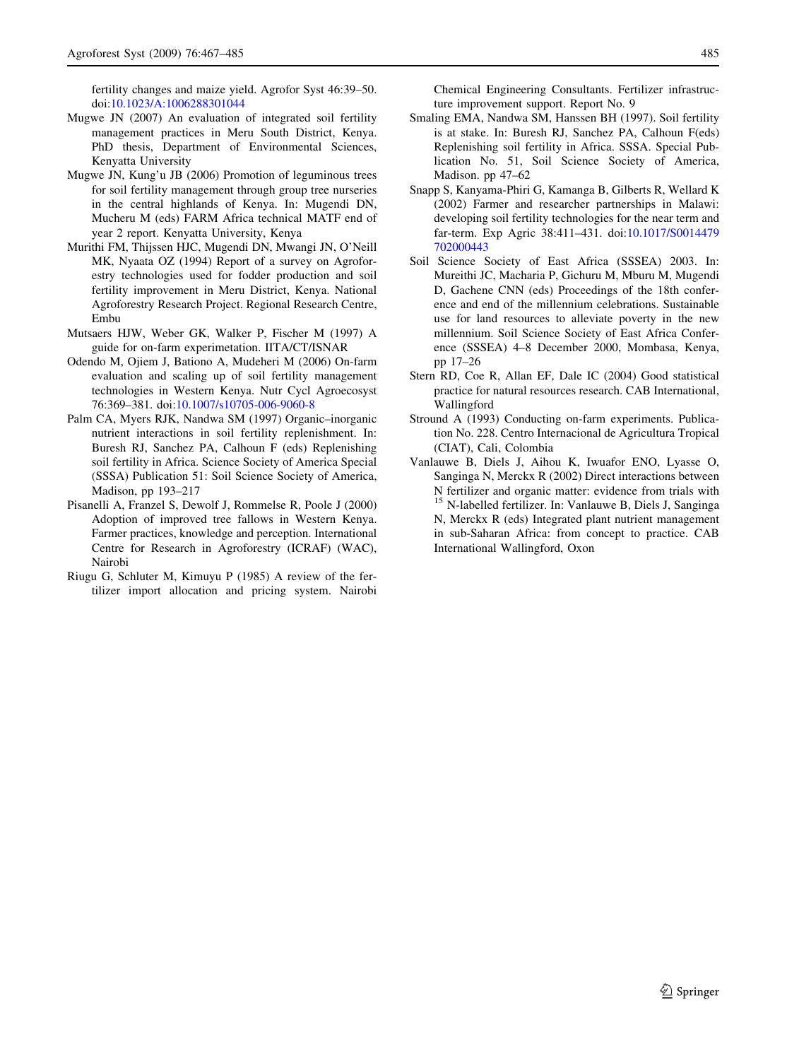fertility changes and maize yield. Agrofor Syst 46:39–50. doi:10.1023/A:1006288301044

Mugwe JN (2007) An evaluation of integrated soil fertility management practices in Meru South District, Kenya. PhD thesis, Department of Environmental Sciences, Kenyatta University

Mugwe JN, Kung'u JB (2006) Promotion of leguminous trees for soil fertility management through group tree nurseries in the central highlands of Kenya. In: Mugendi DN, Mucheru M (eds) FARM Africa technical MATF end of year 2 report. Kenyatta University, Kenya

Murithi FM, Thijssen HJC, Mugendi DN, Mwangi JN, O'Neill MK, Nyaata OZ (1994) Report of a survey on Agroforestry technologies used for fodder production and soil fertility improvement in Meru District, Kenya. National Agroforestry Research Project. Regional Research Centre, Embu

Mutsaers HJW, Weber GK, Walker P, Fischer M (1997) A guide for on-farm experimetation. IITA/CT/ISNAR

Odendo M, Ojiem J, Bationo A, Mudeheri M (2006) On-farm evaluation and scaling up of soil fertility management technologies in Western Kenya. Nutr Cycl Agroecosyst 76:369–381. doi:10.1007/s10705-006-9060-8

Palm CA, Myers RJK, Nandwa SM (1997) Organic–inorganic nutrient interactions in soil fertility replenishment. In: Buresh RJ, Sanchez PA, Calhoun F (eds) Replenishing soil fertility in Africa. Science Society of America Special (SSSA) Publication 51: Soil Science Society of America, Madison, pp 193–217

Pisanelli A, Franzel S, Dewolf J, Rommelse R, Poole J (2000) Adoption of improved tree fallows in Western Kenya. Farmer practices, knowledge and perception. International Centre for Research in Agroforestry (ICRAF) (WAC), Nairobi

Riugu G, Schluter M, Kimuyu P (1985) A review of the fertilizer import allocation and pricing system. Nairobi Chemical Engineering Consultants. Fertilizer infrastructure improvement support. Report No. 9

Smaling EMA, Nandwa SM, Hanssen BH (1997). Soil fertility is at stake. In: Buresh RJ, Sanchez PA, Calhoun F(eds) Replenishing soil fertility in Africa. SSSA. Special Publication No. 51, Soil Science Society of America, Madison. pp 47–62

Snapp S, Kanyama-Phiri G, Kamanga B, Gilberts R, Wellard K (2002) Farmer and researcher partnerships in Malawi: developing soil fertility technologies for the near term and far-term. Exp Agric 38:411–431. doi:10.1017/S0014479702000443

Soil Science Society of East Africa (SSSEA) 2003. In: Mureithi JC, Macharia P, Gichuru M, Mburu M, Mugendi D, Gachene CNN (eds) Proceedings of the 18th conference and end of the millennium celebrations. Sustainable use for land resources to alleviate poverty in the new millennium. Soil Science Society of East Africa Conference (SSSEA) 4–8 December 2000, Mombasa, Kenya, pp 17–26

Stern RD, Coe R, Allan EF, Dale IC (2004) Good statistical practice for natural resources research. CAB International, Wallingford

Stround A (1993) Conducting on-farm experiments. Publication No. 228. Centro Internacional de Agricultura Tropical (CIAT), Cali, Colombia

Vanlauwe B, Diels J, Aihou K, Iwuafor ENO, Lyasse O, Sanginga N, Merckx R (2002) Direct interactions between N fertilizer and organic matter: evidence from trials with $^{15}$N-labelled fertilizer. In: Vanlauwe B, Diels J, Sanginga N, Merckx R (eds) Integrated plant nutrient management in sub-Saharan Africa: from concept to practice. CAB International Wallingford, Oxon